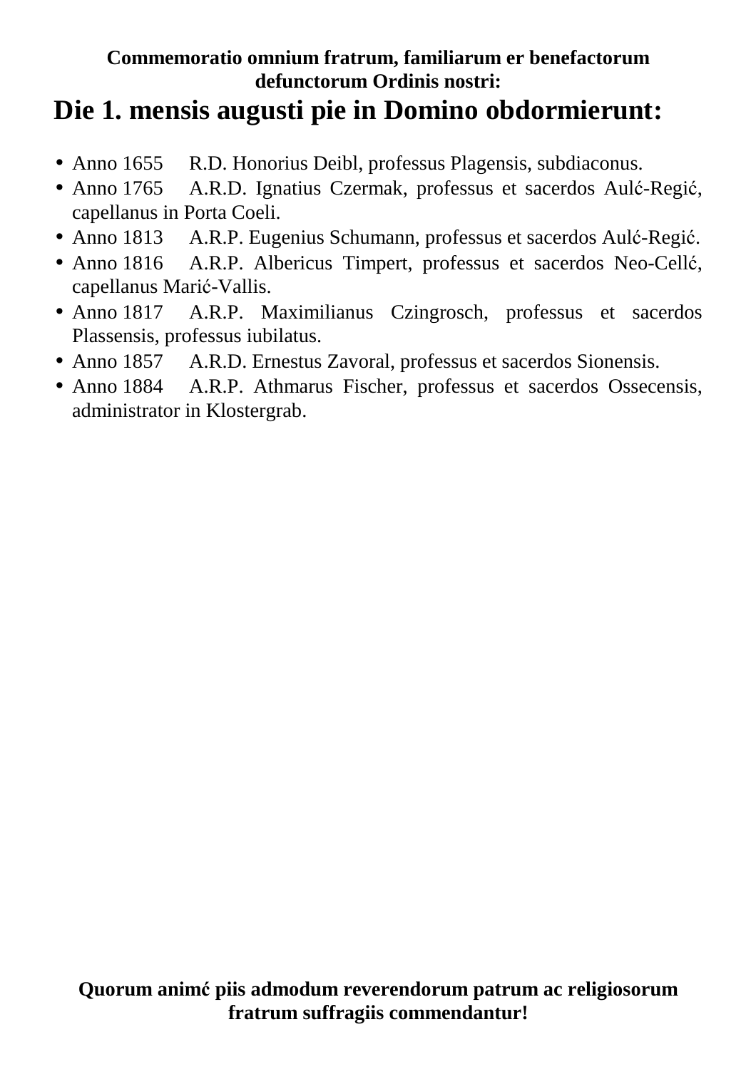**Commemoratio omnium fratrum, familiarum er benefactorum defunctorum Ordinis nostri:**

# Die 1. mensis augusti pie in Domino obdormierunt:

- Anno 1655 R.D. Honorius Deibl, professus Plagensis, subdiaconus.
- Anno 1765 A.R.D. Ignatius Czermak, professus et sacerdos Aulć-Regić, capellanus in Porta Coeli.
- Anno 1813 A.R.P. Eugenius Schumann, professus et sacerdos Aulć-Regić.
- Anno 1816 A.R.P. Albericus Timpert, professus et sacerdos Neo-Cellć, capellanus Marić-Vallis.
- Anno 1817 A.R.P. Maximilianus Czingrosch, professus et sacerdos Plassensis, professus iubilatus.
- Anno 1857 A.R.D. Ernestus Zavoral, professus et sacerdos Sionensis.
- Anno 1884 A.R.P. Athmarus Fischer, professus et sacerdos Ossecensis, administrator in Klostergrab.

**Quorum animć piis admodum reverendorum patrum ac religiosorum fratrum suffragiis commendantur!**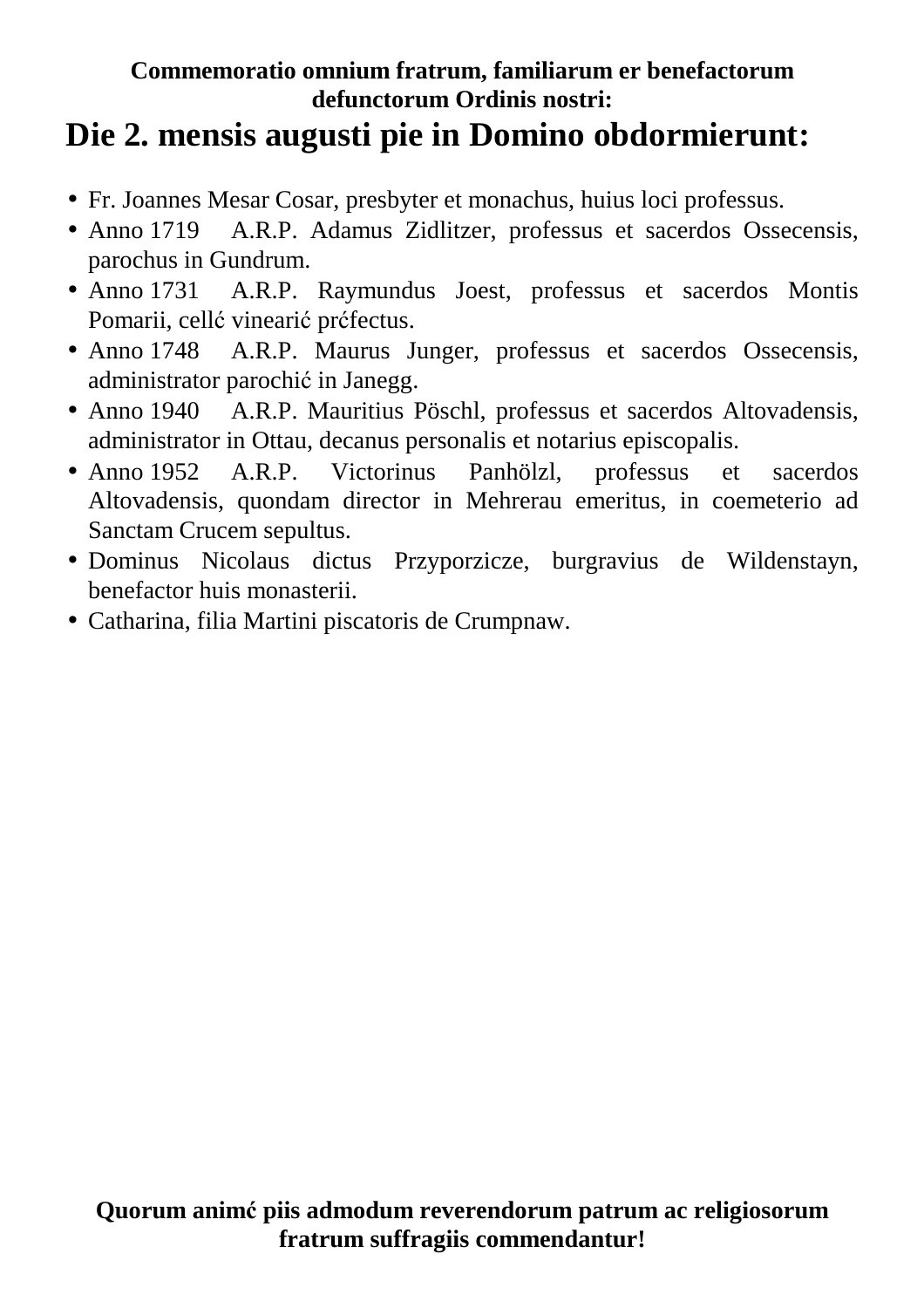**Commemoratio omnium fratrum, familiarum er benefactorum defunctorum Ordinis nostri:**

# Die 2. mensis augusti pie in Domino obdormierunt:

- Fr. Joannes Mesar Cosar, presbyter et monachus, huius loci professus.
- Anno 1719 A.R.P. Adamus Zidlitzer, professus et sacerdos Ossecensis, parochus in Gundrum.
- Anno 1731 A.R.P. Raymundus Joest, professus et sacerdos Montis Pomarii, cellć vinearić prćfectus.
- Anno 1748 A.R.P. Maurus Junger, professus et sacerdos Ossecensis, administrator parochić in Janegg.
- Anno 1940 A.R.P. Mauritius Pöschl, professus et sacerdos Altovadensis, administrator in Ottau, decanus personalis et notarius episcopalis.
- Anno 1952 A.R.P. Victorinus Panhölzl, professus et sacerdos Altovadensis, quondam director in Mehrerau emeritus, in coemeterio ad Sanctam Crucem sepultus.
- Dominus Nicolaus dictus Przyporzicze, burgravius de Wildenstayn, benefactor huis monasterii.
- Catharina, filia Martini piscatoris de Crumpnaw.

**Quorum animć piis admodum reverendorum patrum ac religiosorum fratrum suffragiis commendantur!**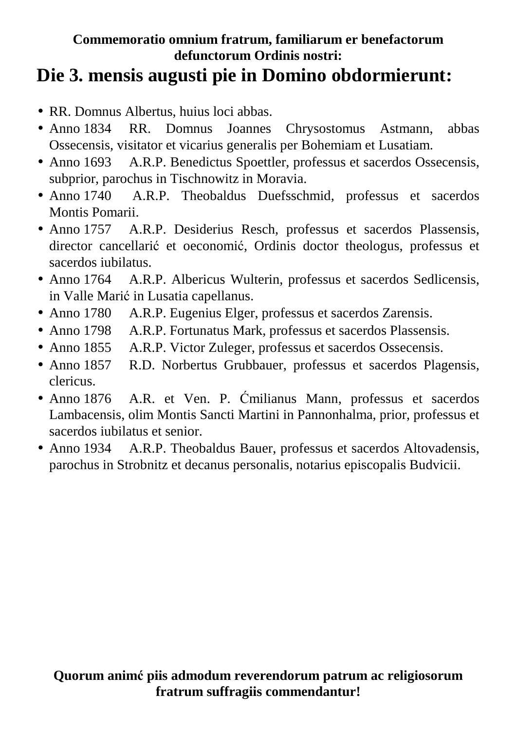**Commemoratio omnium fratrum, familiarum er benefactorum defunctorum Ordinis nostri:**

# Die 3. mensis augusti pie in Domino obdormierunt:

- RR. Domnus Albertus, huius loci abbas.
- Anno 1834 RR. Domnus Joannes Chrysostomus Astmann, abbas Ossecensis, visitator et vicarius generalis per Bohemiam et Lusatiam.
- Anno 1693 A.R.P. Benedictus Spoettler, professus et sacerdos Ossecensis, subprior, parochus in Tischnowitz in Moravia.
- Anno 1740 A.R.P. Theobaldus Duefsschmid, professus et sacerdos Montis Pomarii.
- Anno 1757 A.R.P. Desiderius Resch, professus et sacerdos Plassensis, director cancellarić et oeconomić, Ordinis doctor theologus, professus et sacerdos iubilatus.
- Anno 1764 A.R.P. Albericus Wulterin, professus et sacerdos Sedlicensis, in Valle Marić in Lusatia capellanus.
- Anno 1780 A.R.P. Eugenius Elger, professus et sacerdos Zarensis.
- Anno 1798 A.R.P. Fortunatus Mark, professus et sacerdos Plassensis.
- Anno 1855 A.R.P. Victor Zuleger, professus et sacerdos Ossecensis.
- Anno 1857 R.D. Norbertus Grubbauer, professus et sacerdos Plagensis, clericus.
- Anno 1876 A.R. et Ven. P. Ćmilianus Mann, professus et sacerdos Lambacensis, olim Montis Sancti Martini in Pannonhalma, prior, professus et sacerdos iubilatus et senior.
- Anno 1934 A.R.P. Theobaldus Bauer, professus et sacerdos Altovadensis, parochus in Strobnitz et decanus personalis, notarius episcopalis Budvicii.

**Quorum animć piis admodum reverendorum patrum ac religiosorum fratrum suffragiis commendantur!**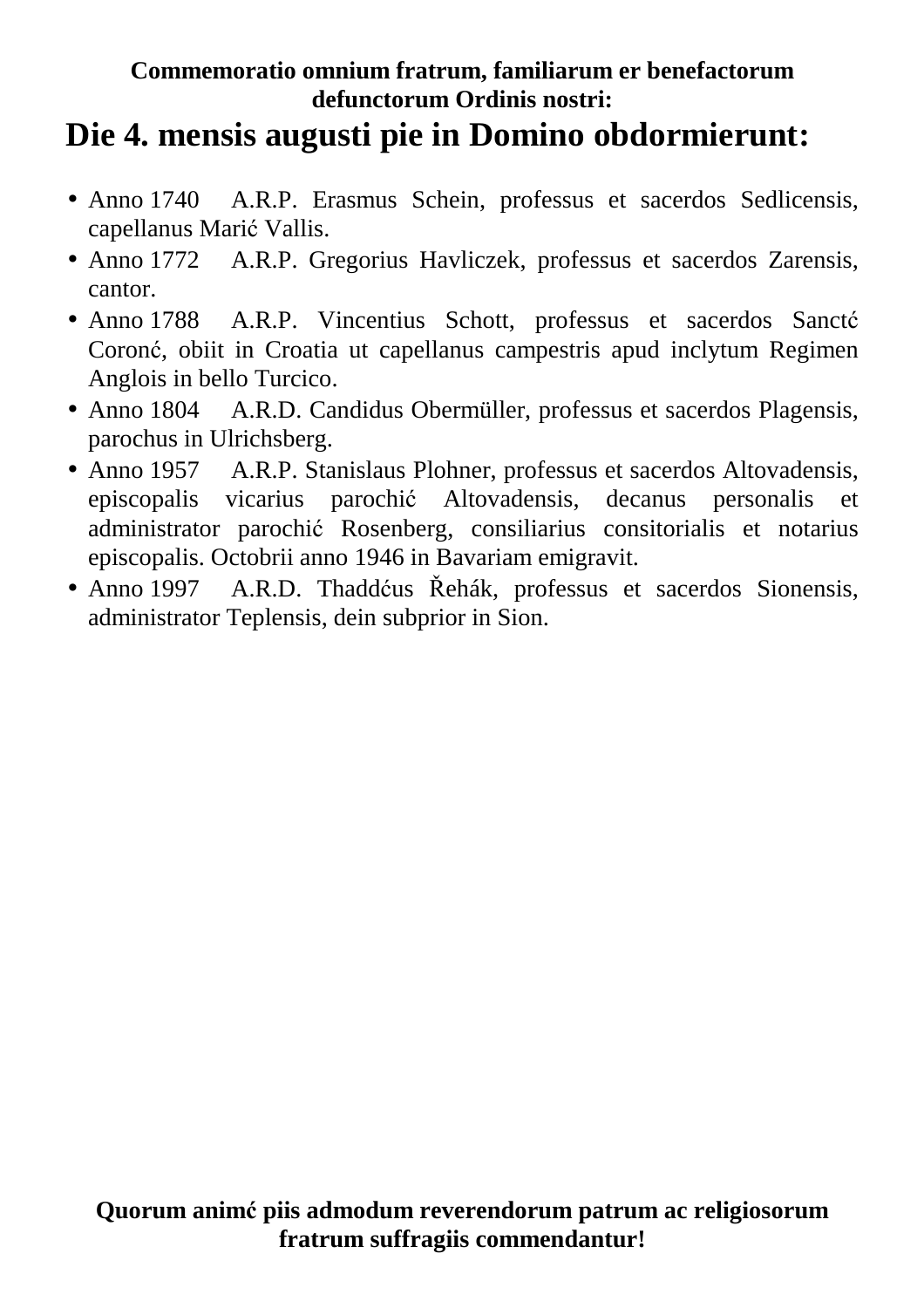**Commemoratio omnium fratrum, familiarum er benefactorum defunctorum Ordinis nostri:**

# Die 4. mensis augusti pie in Domino obdormierunt:

- Anno 1740 A.R.P. Erasmus Schein, professus et sacerdos Sedlicensis, capellanus Marić Vallis.
- Anno 1772 A.R.P. Gregorius Havliczek, professus et sacerdos Zarensis, cantor.
- Anno 1788 A.R.P. Vincentius Schott, professus et sacerdos Sanctć Coronć, obiit in Croatia ut capellanus campestris apud inclytum Regimen Anglois in bello Turcico.
- Anno 1804 A.R.D. Candidus Obermüller, professus et sacerdos Plagensis, parochus in Ulrichsberg.
- Anno 1957 A.R.P. Stanislaus Plohner, professus et sacerdos Altovadensis, episcopalis vicarius parochić Altovadensis, decanus personalis et administrator parochić Rosenberg, consiliarius consitorialis et notarius episcopalis. Octobrii anno 1946 in Bavariam emigravit.
- Anno 1997 A.R.D. Thaddćus Řehák, professus et sacerdos Sionensis, administrator Teplensis, dein subprior in Sion.

**Quorum animć piis admodum reverendorum patrum ac religiosorum fratrum suffragiis commendantur!**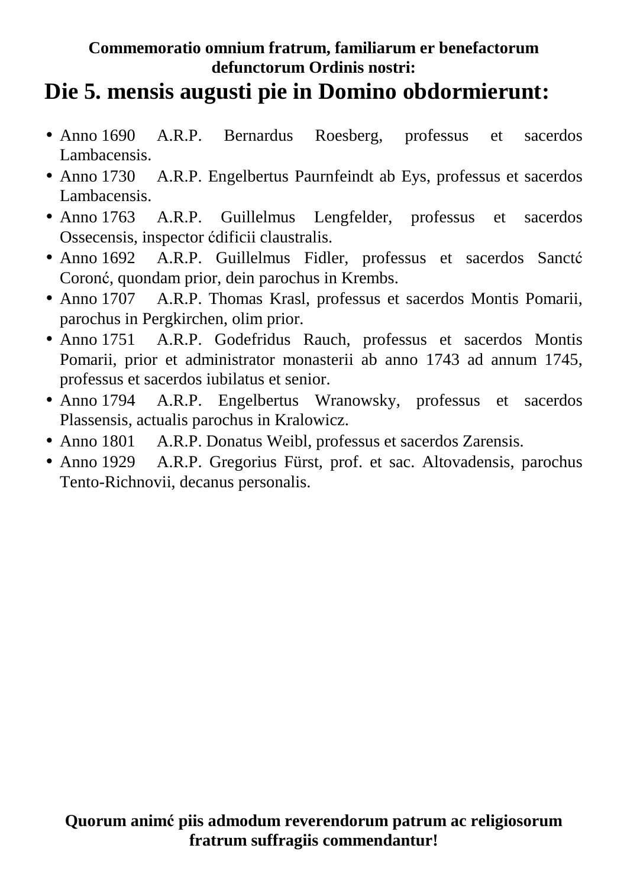**Commemoratio omnium fratrum, familiarum er benefactorum defunctorum Ordinis nostri:**

# Die 5. mensis augusti pie in Domino obdormierunt:

- Anno 1690 A.R.P. Bernardus Roesberg, professus et sacerdos Lambacensis.
- Anno 1730 A.R.P. Engelbertus Paurnfeindt ab Eys, professus et sacerdos Lambacensis.
- Anno 1763 A.R.P. Guillelmus Lengfelder, professus et sacerdos Ossecensis, inspector ćdificii claustralis.
- Anno 1692 A.R.P. Guillelmus Fidler, professus et sacerdos Sanctć Coronć, quondam prior, dein parochus in Krembs.
- Anno 1707 A.R.P. Thomas Krasl, professus et sacerdos Montis Pomarii, parochus in Pergkirchen, olim prior.
- Anno 1751 A.R.P. Godefridus Rauch, professus et sacerdos Montis Pomarii, prior et administrator monasterii ab anno 1743 ad annum 1745, professus et sacerdos iubilatus et senior.
- Anno 1794 A.R.P. Engelbertus Wranowsky, professus et sacerdos Plassensis, actualis parochus in Kralowicz.
- Anno 1801 A.R.P. Donatus Weibl, professus et sacerdos Zarensis.
- Anno 1929 A.R.P. Gregorius Fürst, prof. et sac. Altovadensis, parochus Tento-Richnovii, decanus personalis.

**Quorum animć piis admodum reverendorum patrum ac religiosorum fratrum suffragiis commendantur!**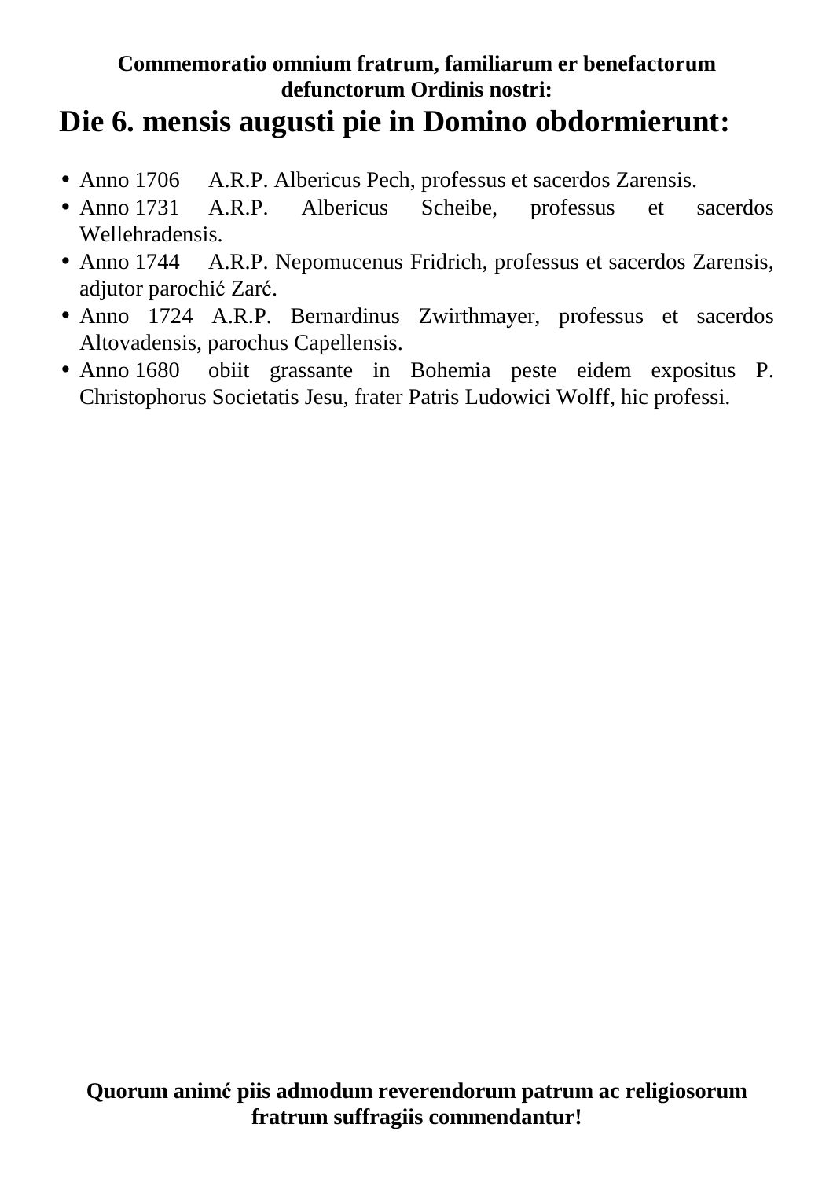**Commemoratio omnium fratrum, familiarum er benefactorum defunctorum Ordinis nostri:**

# Die 6. mensis augusti pie in Domino obdormierunt:

- Anno 1706 A.R.P. Albericus Pech, professus et sacerdos Zarensis.
- Anno 1731 A.R.P. Albericus Scheibe, professus et sacerdos Wellehradensis.
- Anno 1744 A.R.P. Nepomucenus Fridrich, professus et sacerdos Zarensis, adjutor parochić Zarć.
- Anno 1724 A.R.P. Bernardinus Zwirthmayer, professus et sacerdos Altovadensis, parochus Capellensis.
- Anno 1680 obiit grassante in Bohemia peste eidem expositus P. Christophorus Societatis Jesu, frater Patris Ludowici Wolff, hic professi.

**Quorum animć piis admodum reverendorum patrum ac religiosorum fratrum suffragiis commendantur!**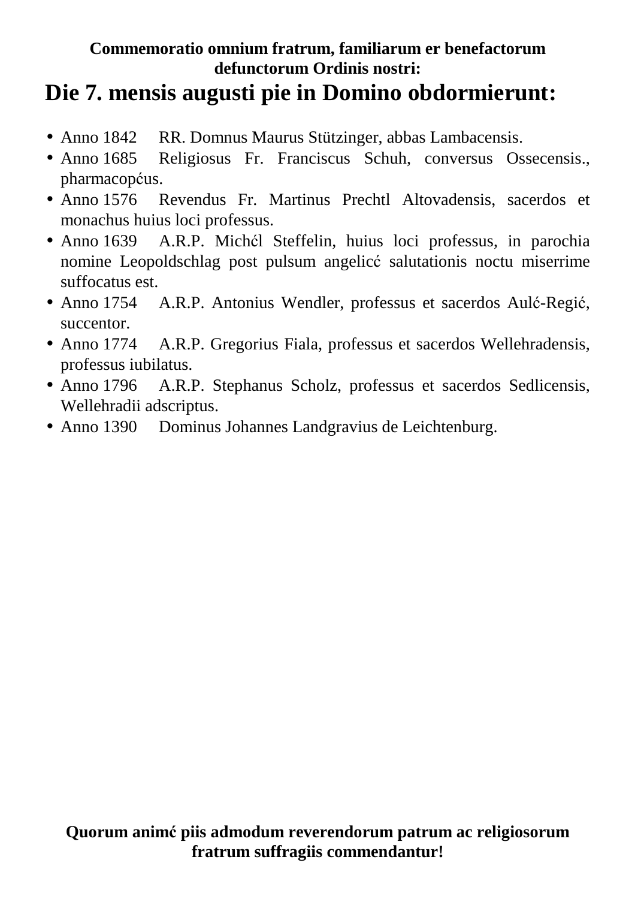**Commemoratio omnium fratrum, familiarum er benefactorum defunctorum Ordinis nostri:**

# Die 7. mensis augusti pie in Domino obdormierunt:

- Anno 1842 RR. Domnus Maurus Stützinger, abbas Lambacensis.
- Anno 1685 Religiosus Fr. Franciscus Schuh, conversus Ossecensis., pharmacopćus.
- Anno 1576 Revendus Fr. Martinus Prechtl Altovadensis, sacerdos et monachus huius loci professus.
- Anno 1639 A.R.P. Michćl Steffelin, huius loci professus, in parochia nomine Leopoldschlag post pulsum angelicć salutationis noctu miserrime suffocatus est.
- Anno 1754 A.R.P. Antonius Wendler, professus et sacerdos Aulć-Regić, succentor.
- Anno 1774 A.R.P. Gregorius Fiala, professus et sacerdos Wellehradensis, professus iubilatus.
- Anno 1796 A.R.P. Stephanus Scholz, professus et sacerdos Sedlicensis, Wellehradii adscriptus.
- Anno 1390 Dominus Johannes Landgravius de Leichtenburg.

**Quorum animć piis admodum reverendorum patrum ac religiosorum fratrum suffragiis commendantur!**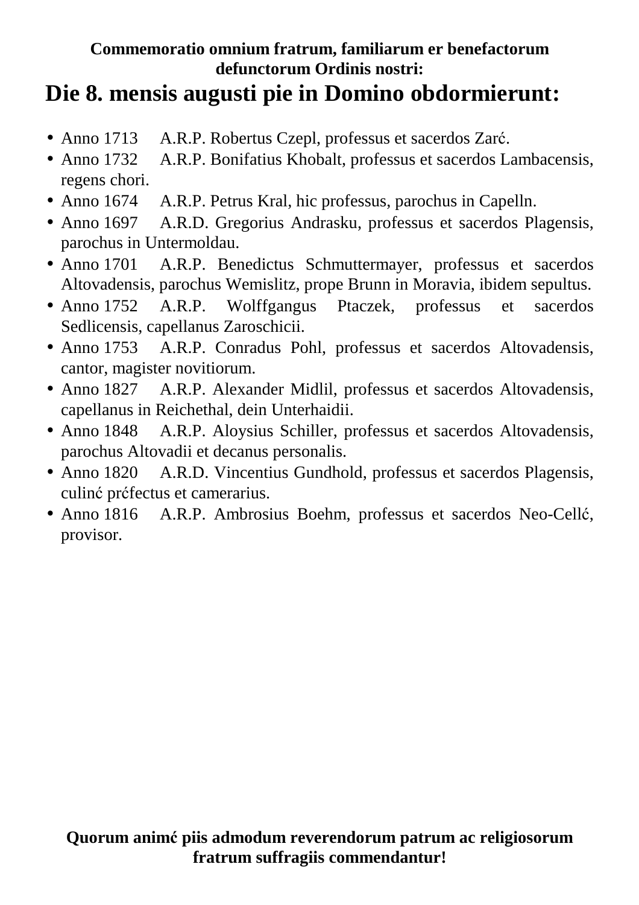**Commemoratio omnium fratrum, familiarum er benefactorum defunctorum Ordinis nostri:**

# Die 8. mensis augusti pie in Domino obdormierunt:

- Anno 1713 A.R.P. Robertus Czepl, professus et sacerdos Zarć.
- Anno 1732 A.R.P. Bonifatius Khobalt, professus et sacerdos Lambacensis, regens chori.
- Anno 1674 A.R.P. Petrus Kral, hic professus, parochus in Capelln.
- Anno 1697 A.R.D. Gregorius Andrasku, professus et sacerdos Plagensis, parochus in Untermoldau.
- Anno 1701 A.R.P. Benedictus Schmuttermayer, professus et sacerdos Altovadensis, parochus Wemislitz, prope Brunn in Moravia, ibidem sepultus.
- Anno 1752 A.R.P. Wolffgangus Ptaczek, professus et sacerdos Sedlicensis, capellanus Zaroschicii.
- Anno 1753 A.R.P. Conradus Pohl, professus et sacerdos Altovadensis, cantor, magister novitiorum.
- Anno 1827 A.R.P. Alexander Midlil, professus et sacerdos Altovadensis, capellanus in Reichethal, dein Unterhaidii.
- Anno 1848 A.R.P. Aloysius Schiller, professus et sacerdos Altovadensis, parochus Altovadii et decanus personalis.
- Anno 1820 A.R.D. Vincentius Gundhold, professus et sacerdos Plagensis, culinć prćfectus et camerarius.
- Anno 1816 A.R.P. Ambrosius Boehm, professus et sacerdos Neo-Cellć, provisor.

**Quorum animć piis admodum reverendorum patrum ac religiosorum fratrum suffragiis commendantur!**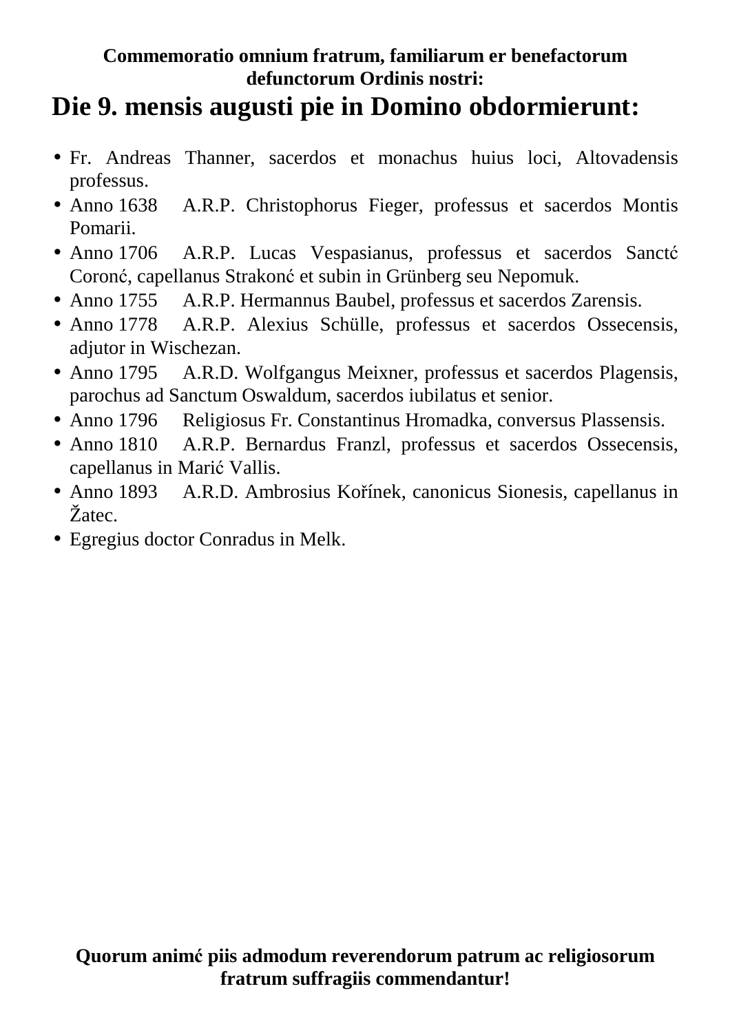**Commemoratio omnium fratrum, familiarum er benefactorum defunctorum Ordinis nostri:**

# Die 9. mensis augusti pie in Domino obdormierunt:

- Fr. Andreas Thanner, sacerdos et monachus huius loci, Altovadensis professus.
- Anno 1638 A.R.P. Christophorus Fieger, professus et sacerdos Montis Pomarii.
- Anno 1706 A.R.P. Lucas Vespasianus, professus et sacerdos Sanctć Coronć, capellanus Strakonć et subin in Grünberg seu Nepomuk.
- Anno 1755 A.R.P. Hermannus Baubel, professus et sacerdos Zarensis.
- Anno 1778 A.R.P. Alexius Schülle, professus et sacerdos Ossecensis, adjutor in Wischezan.
- Anno 1795 A.R.D. Wolfgangus Meixner, professus et sacerdos Plagensis, parochus ad Sanctum Oswaldum, sacerdos iubilatus et senior.
- Anno 1796 Religiosus Fr. Constantinus Hromadka, conversus Plassensis.
- Anno 1810 A.R.P. Bernardus Franzl, professus et sacerdos Ossecensis, capellanus in Marić Vallis.
- Anno 1893 A.R.D. Ambrosius Kořínek, canonicus Sionesis, capellanus in Žatec.
- Egregius doctor Conradus in Melk.

**Quorum animć piis admodum reverendorum patrum ac religiosorum fratrum suffragiis commendantur!**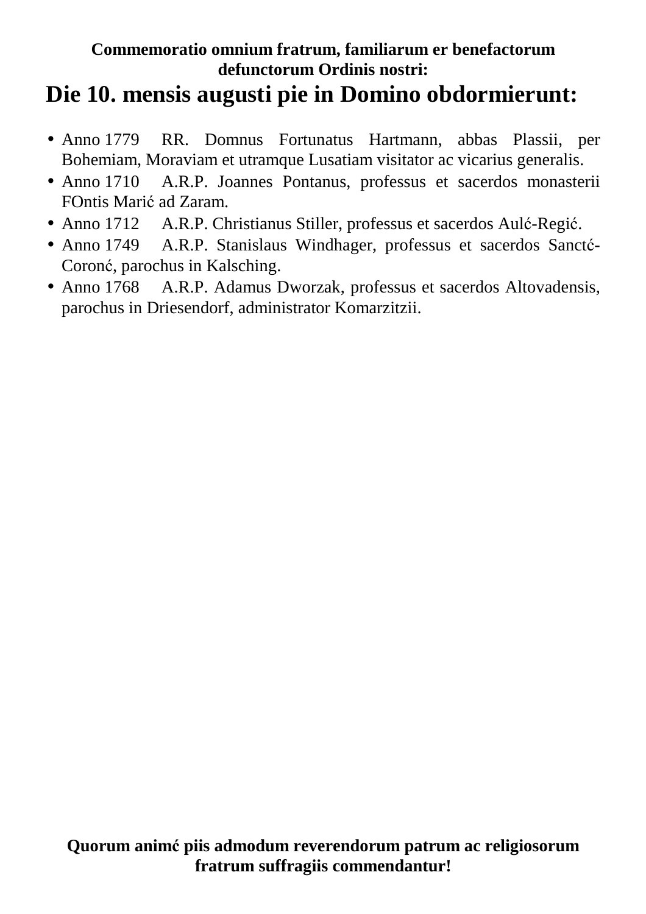**Commemoratio omnium fratrum, familiarum er benefactorum defunctorum Ordinis nostri:**

# Die 10. mensis augusti pie in Domino obdormierunt:

- Anno 1779 RR. Domnus Fortunatus Hartmann, abbas Plassii, per Bohemiam, Moraviam et utramque Lusatiam visitator ac vicarius generalis.
- Anno 1710 A.R.P. Joannes Pontanus, professus et sacerdos monasterii FOntis Marić ad Zaram.
- Anno 1712 A.R.P. Christianus Stiller, professus et sacerdos Aulć-Regić.
- Anno 1749 A.R.P. Stanislaus Windhager, professus et sacerdos Sanctć-Coronć, parochus in Kalsching.
- Anno 1768 A.R.P. Adamus Dworzak, professus et sacerdos Altovadensis, parochus in Driesendorf, administrator Komarzitzii.

**Quorum animć piis admodum reverendorum patrum ac religiosorum fratrum suffragiis commendantur!**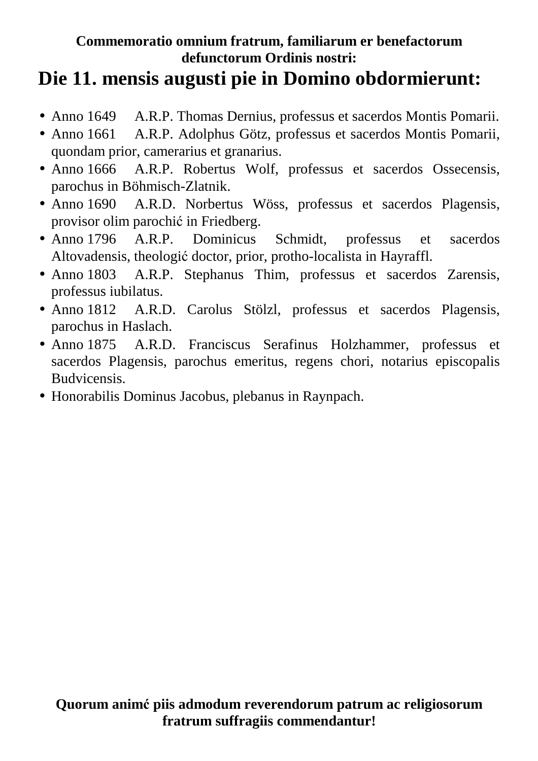**Commemoratio omnium fratrum, familiarum er benefactorum defunctorum Ordinis nostri:**

# Die 11. mensis augusti pie in Domino obdormierunt:

- Anno 1649 A.R.P. Thomas Dernius, professus et sacerdos Montis Pomarii.
- Anno 1661 A.R.P. Adolphus Götz, professus et sacerdos Montis Pomarii, quondam prior, camerarius et granarius.
- Anno 1666 A.R.P. Robertus Wolf, professus et sacerdos Ossecensis, parochus in Böhmisch-Zlatnik.
- Anno 1690 A.R.D. Norbertus Wöss, professus et sacerdos Plagensis, provisor olim parochić in Friedberg.
- Anno 1796 A.R.P. Dominicus Schmidt, professus et sacerdos Altovadensis, theologić doctor, prior, protho-localista in Hayraffl.
- Anno 1803 A.R.P. Stephanus Thim, professus et sacerdos Zarensis, professus iubilatus.
- Anno 1812 A.R.D. Carolus Stölzl, professus et sacerdos Plagensis, parochus in Haslach.
- Anno 1875 A.R.D. Franciscus Serafinus Holzhammer, professus et sacerdos Plagensis, parochus emeritus, regens chori, notarius episcopalis Budvicensis.
- Honorabilis Dominus Jacobus, plebanus in Raynpach.

**Quorum animć piis admodum reverendorum patrum ac religiosorum fratrum suffragiis commendantur!**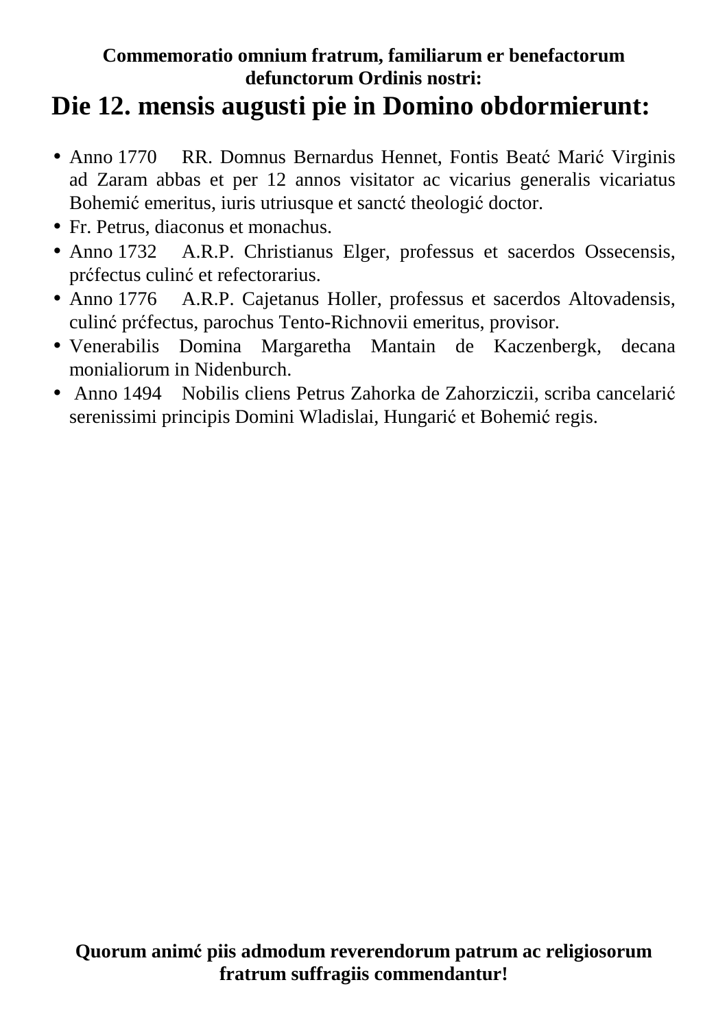**Commemoratio omnium fratrum, familiarum er benefactorum defunctorum Ordinis nostri:**

# Die 12. mensis augusti pie in Domino obdormierunt:

- Anno 1770 RR. Domnus Bernardus Hennet, Fontis Beatć Marić Virginis ad Zaram abbas et per 12 annos visitator ac vicarius generalis vicariatus Bohemić emeritus, iuris utriusque et sanctć theologić doctor.
- Fr. Petrus, diaconus et monachus.
- Anno 1732 A.R.P. Christianus Elger, professus et sacerdos Ossecensis, prćfectus culinć et refectorarius.
- Anno 1776 A.R.P. Cajetanus Holler, professus et sacerdos Altovadensis, culinć prćfectus, parochus Tento-Richnovii emeritus, provisor.
- Venerabilis Domina Margaretha Mantain de Kaczenbergk, decana monialiorum in Nidenburch.
- Anno 1494 Nobilis cliens Petrus Zahorka de Zahorziczii, scriba cancelarić serenissimi principis Domini Wladislai, Hungarić et Bohemić regis.

**Quorum animć piis admodum reverendorum patrum ac religiosorum fratrum suffragiis commendantur!**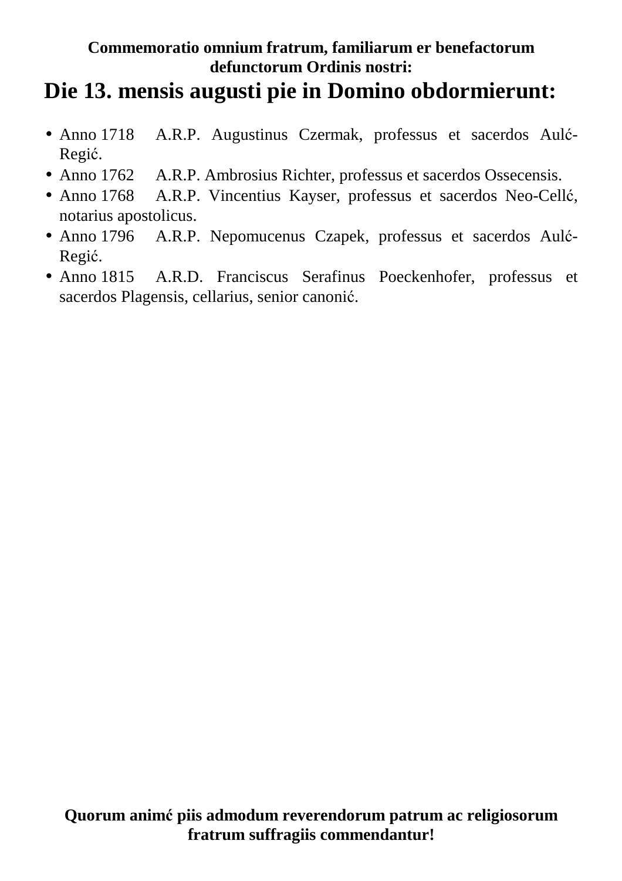**Commemoratio omnium fratrum, familiarum er benefactorum defunctorum Ordinis nostri:**

# Die 13. mensis augusti pie in Domino obdormierunt:

- Anno 1718 A.R.P. Augustinus Czermak, professus et sacerdos Aulć-Regić.
- Anno 1762 A.R.P. Ambrosius Richter, professus et sacerdos Ossecensis.
- Anno 1768 A.R.P. Vincentius Kayser, professus et sacerdos Neo-Cellć, notarius apostolicus.
- Anno 1796 A.R.P. Nepomucenus Czapek, professus et sacerdos Aulć-Regić.
- Anno 1815 A.R.D. Franciscus Serafinus Poeckenhofer, professus et sacerdos Plagensis, cellarius, senior canonić.

**Quorum animć piis admodum reverendorum patrum ac religiosorum fratrum suffragiis commendantur!**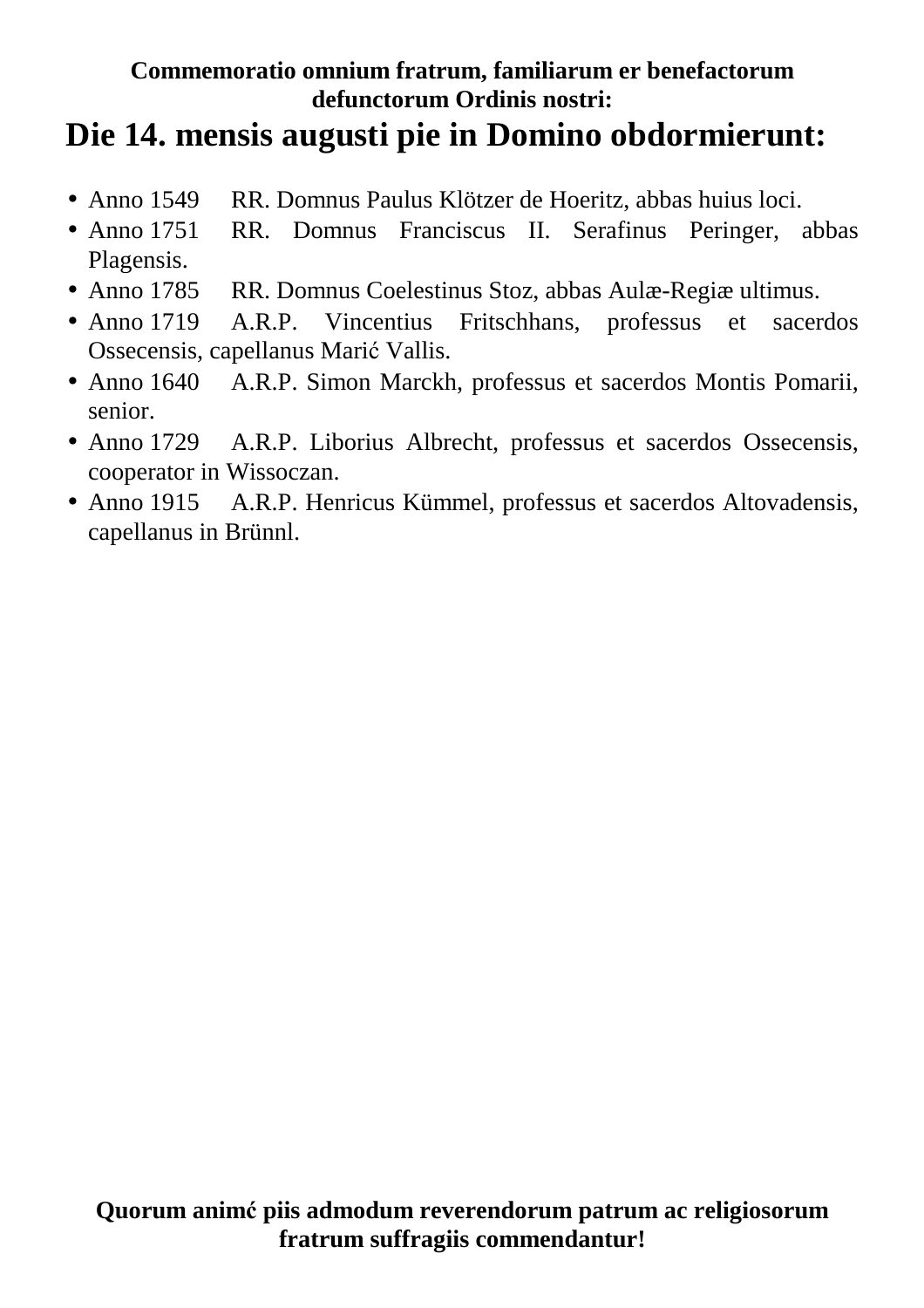**Commemoratio omnium fratrum, familiarum er benefactorum defunctorum Ordinis nostri:**

# Die 14. mensis augusti pie in Domino obdormierunt:

- Anno 1549 RR. Domnus Paulus Klötzer de Hoeritz, abbas huius loci.
- Anno 1751 RR. Domnus Franciscus II. Serafinus Peringer, abbas Plagensis.
- Anno 1785 RR. Domnus Coelestinus Stoz, abbas Aulæ-Regiæ ultimus.
- Anno 1719 A.R.P. Vincentius Fritschhans, professus et sacerdos Ossecensis, capellanus Marić Vallis.
- Anno 1640 A.R.P. Simon Marckh, professus et sacerdos Montis Pomarii, senior.
- Anno 1729 A.R.P. Liborius Albrecht, professus et sacerdos Ossecensis, cooperator in Wissoczan.
- Anno 1915 A.R.P. Henricus Kümmel, professus et sacerdos Altovadensis, capellanus in Brünnl.

**Quorum animć piis admodum reverendorum patrum ac religiosorum fratrum suffragiis commendantur!**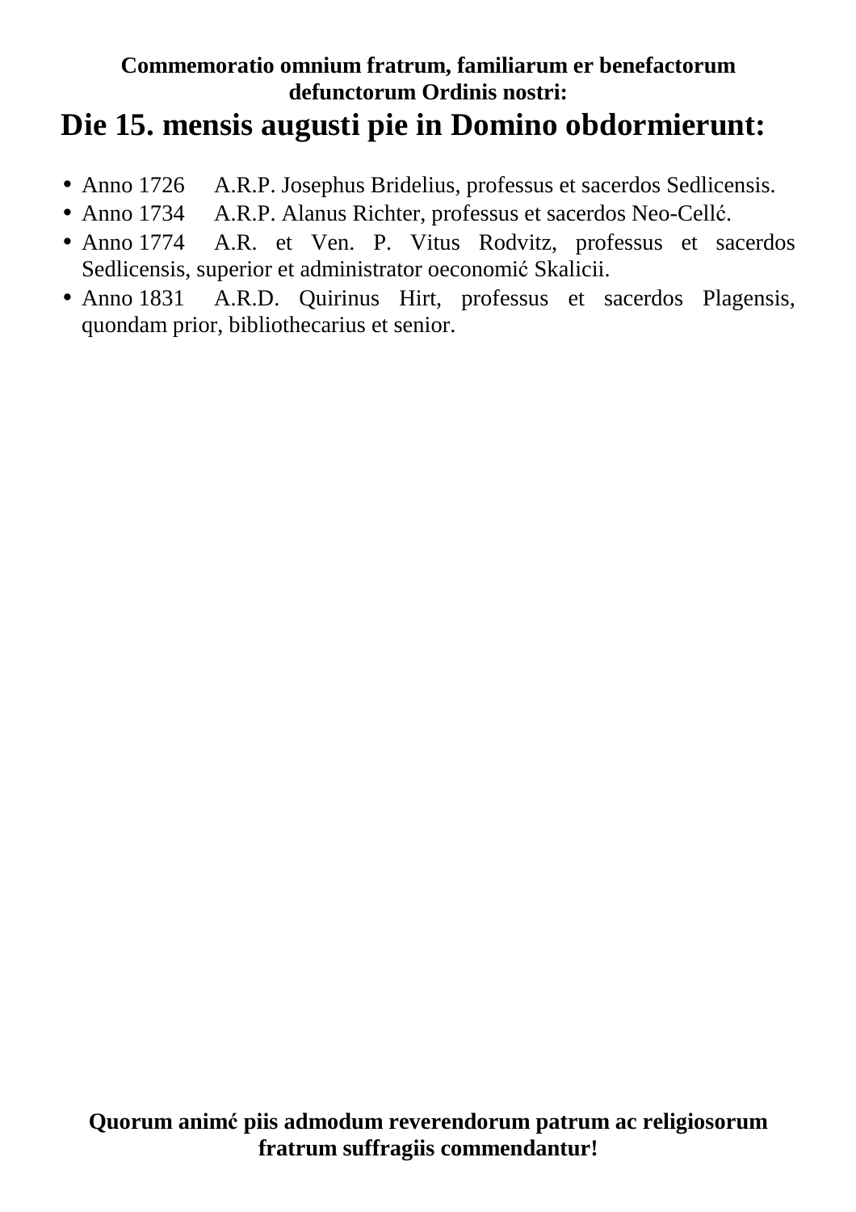**Commemoratio omnium fratrum, familiarum er benefactorum defunctorum Ordinis nostri:**

# Die 15. mensis augusti pie in Domino obdormierunt:

- Anno 1726 A.R.P. Josephus Bridelius, professus et sacerdos Sedlicensis.
- Anno 1734 A.R.P. Alanus Richter, professus et sacerdos Neo-Cellć.
- Anno 1774 A.R. et Ven. P. Vitus Rodvitz, professus et sacerdos Sedlicensis, superior et administrator oeconomić Skalicii.
- Anno 1831 A.R.D. Quirinus Hirt, professus et sacerdos Plagensis, quondam prior, bibliothecarius et senior.

**Quorum animć piis admodum reverendorum patrum ac religiosorum fratrum suffragiis commendantur!**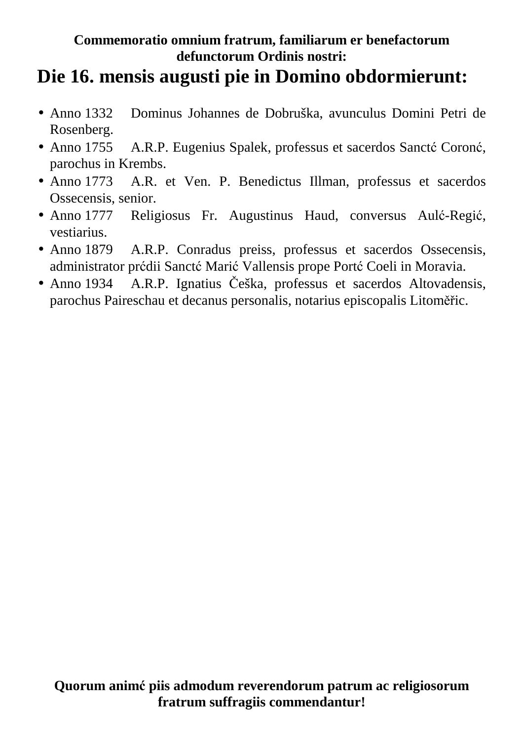**Commemoratio omnium fratrum, familiarum er benefactorum defunctorum Ordinis nostri:**

# Die 16. mensis augusti pie in Domino obdormierunt:

- Anno 1332 Dominus Johannes de Dobruška, avunculus Domini Petri de Rosenberg.
- Anno 1755 A.R.P. Eugenius Spalek, professus et sacerdos Sanctć Coronć, parochus in Krembs.
- Anno 1773 A.R. et Ven. P. Benedictus Illman, professus et sacerdos Ossecensis, senior.
- Anno 1777 Religiosus Fr. Augustinus Haud, conversus Aulć-Regić, vestiarius.
- Anno 1879 A.R.P. Conradus preiss, professus et sacerdos Ossecensis, administrator prćdii Sanctć Marić Vallensis prope Portć Coeli in Moravia.
- Anno 1934 A.R.P. Ignatius Češka, professus et sacerdos Altovadensis, parochus Paireschau et decanus personalis, notarius episcopalis Litoměřic.

**Quorum animć piis admodum reverendorum patrum ac religiosorum fratrum suffragiis commendantur!**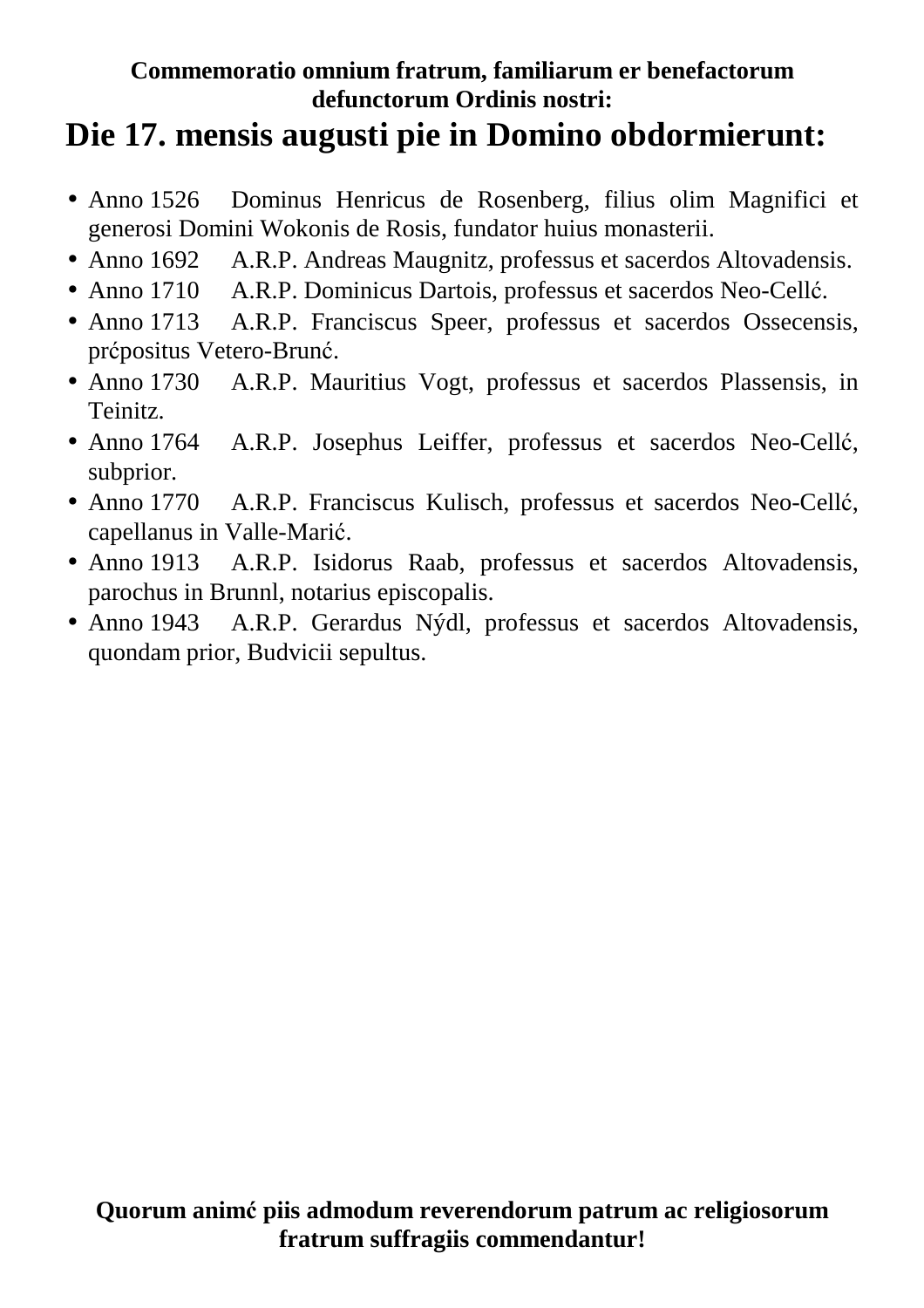**Commemoratio omnium fratrum, familiarum er benefactorum defunctorum Ordinis nostri:**

# Die 17. mensis augusti pie in Domino obdormierunt:

- Anno 1526 Dominus Henricus de Rosenberg, filius olim Magnifici et generosi Domini Wokonis de Rosis, fundator huius monasterii.
- Anno 1692 A.R.P. Andreas Maugnitz, professus et sacerdos Altovadensis.
- Anno 1710 A.R.P. Dominicus Dartois, professus et sacerdos Neo-Cellć.
- Anno 1713 A.R.P. Franciscus Speer, professus et sacerdos Ossecensis, prćpositus Vetero-Brunć.
- Anno 1730 A.R.P. Mauritius Vogt, professus et sacerdos Plassensis, in Teinitz.
- Anno 1764 A.R.P. Josephus Leiffer, professus et sacerdos Neo-Cellć, subprior.
- Anno 1770 A.R.P. Franciscus Kulisch, professus et sacerdos Neo-Cellć, capellanus in Valle-Marić.
- Anno 1913 A.R.P. Isidorus Raab, professus et sacerdos Altovadensis, parochus in Brunnl, notarius episcopalis.
- Anno 1943 A.R.P. Gerardus Nýdl, professus et sacerdos Altovadensis, quondam prior, Budvicii sepultus.

**Quorum animć piis admodum reverendorum patrum ac religiosorum fratrum suffragiis commendantur!**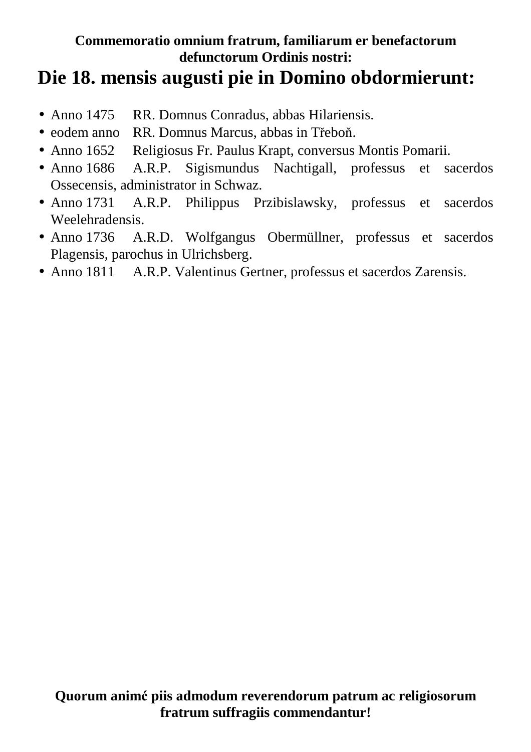**Commemoratio omnium fratrum, familiarum er benefactorum defunctorum Ordinis nostri:**

# Die 18. mensis augusti pie in Domino obdormierunt:

- Anno 1475 RR. Domnus Conradus, abbas Hilariensis.
- eodem anno RR. Domnus Marcus, abbas in Třeboň.
- Anno 1652 Religiosus Fr. Paulus Krapt, conversus Montis Pomarii.
- Anno 1686 A.R.P. Sigismundus Nachtigall, professus et sacerdos Ossecensis, administrator in Schwaz.
- Anno 1731 A.R.P. Philippus Przibislawsky, professus et sacerdos Weelehradensis.
- Anno 1736 A.R.D. Wolfgangus Obermüllner, professus et sacerdos Plagensis, parochus in Ulrichsberg.
- Anno 1811 A.R.P. Valentinus Gertner, professus et sacerdos Zarensis.

**Quorum animć piis admodum reverendorum patrum ac religiosorum fratrum suffragiis commendantur!**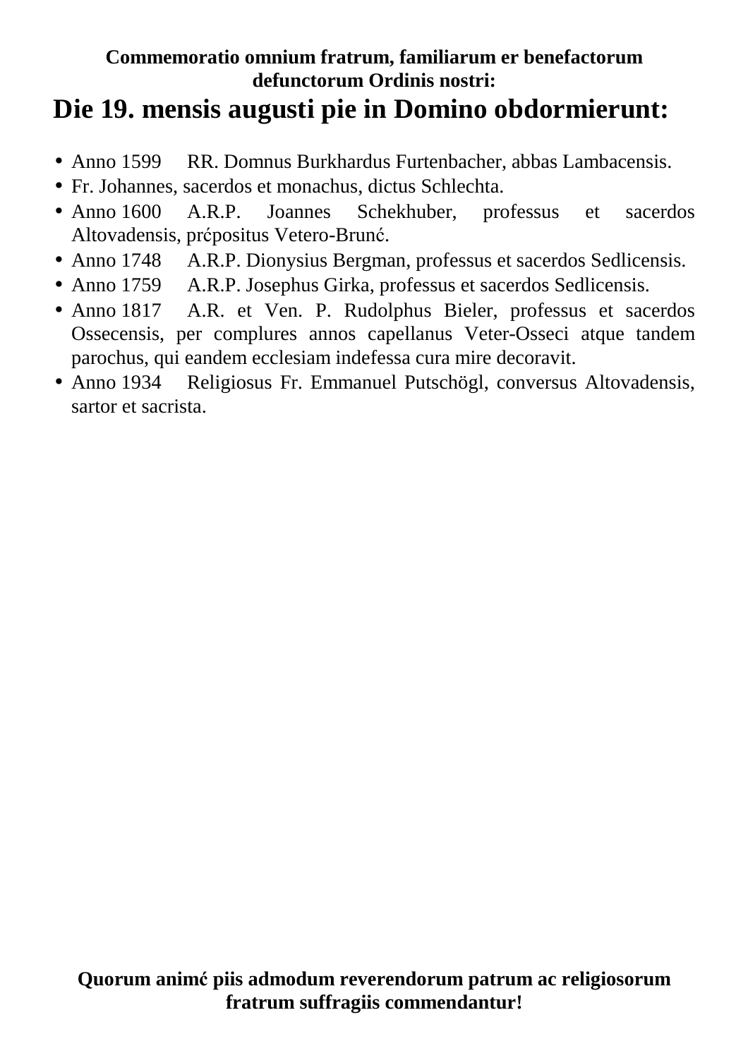**Commemoratio omnium fratrum, familiarum er benefactorum defunctorum Ordinis nostri:**

# Die 19. mensis augusti pie in Domino obdormierunt:

- Anno 1599 RR. Domnus Burkhardus Furtenbacher, abbas Lambacensis.
- Fr. Johannes, sacerdos et monachus, dictus Schlechta.
- Anno 1600 A.R.P. Joannes Schekhuber, professus et sacerdos Altovadensis, prćpositus Vetero-Brunć.
- Anno 1748 A.R.P. Dionysius Bergman, professus et sacerdos Sedlicensis.
- Anno 1759 A.R.P. Josephus Girka, professus et sacerdos Sedlicensis.
- Anno 1817 A.R. et Ven. P. Rudolphus Bieler, professus et sacerdos Ossecensis, per complures annos capellanus Veter-Osseci atque tandem parochus, qui eandem ecclesiam indefessa cura mire decoravit.
- Anno 1934 Religiosus Fr. Emmanuel Putschögl, conversus Altovadensis, sartor et sacrista.

**Quorum animć piis admodum reverendorum patrum ac religiosorum fratrum suffragiis commendantur!**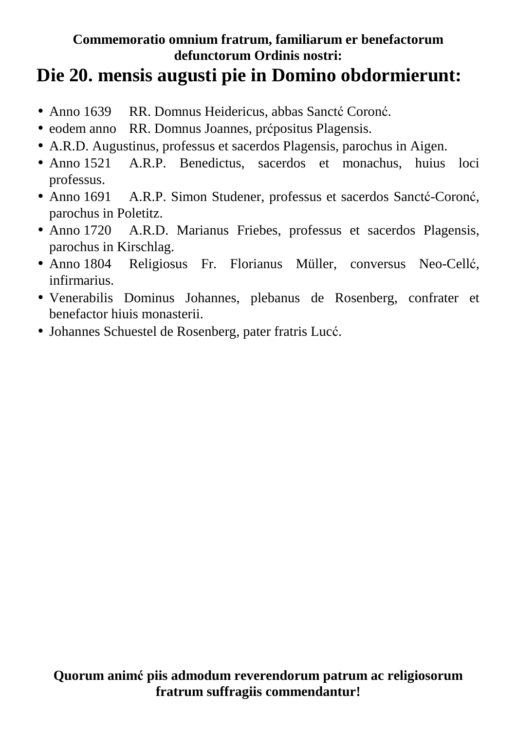**Commemoratio omnium fratrum, familiarum er benefactorum defunctorum Ordinis nostri:**

# Die 20. mensis augusti pie in Domino obdormierunt:

- Anno 1639 RR. Domnus Heidericus, abbas Sanctć Coronć.
- eodem anno RR. Domnus Joannes, prćpositus Plagensis.
- A.R.D. Augustinus, professus et sacerdos Plagensis, parochus in Aigen.
- Anno 1521 A.R.P. Benedictus, sacerdos et monachus, huius loci professus.
- Anno 1691 A.R.P. Simon Studener, professus et sacerdos Sanctć-Coronć, parochus in Poletitz.
- Anno 1720 A.R.D. Marianus Friebes, professus et sacerdos Plagensis, parochus in Kirschlag.
- Anno 1804 Religiosus Fr. Florianus Müller, conversus Neo-Cellć, infirmarius.
- Venerabilis Dominus Johannes, plebanus de Rosenberg, confrater et benefactor hiuis monasterii.
- Johannes Schuestel de Rosenberg, pater fratris Lucć.

**Quorum animć piis admodum reverendorum patrum ac religiosorum fratrum suffragiis commendantur!**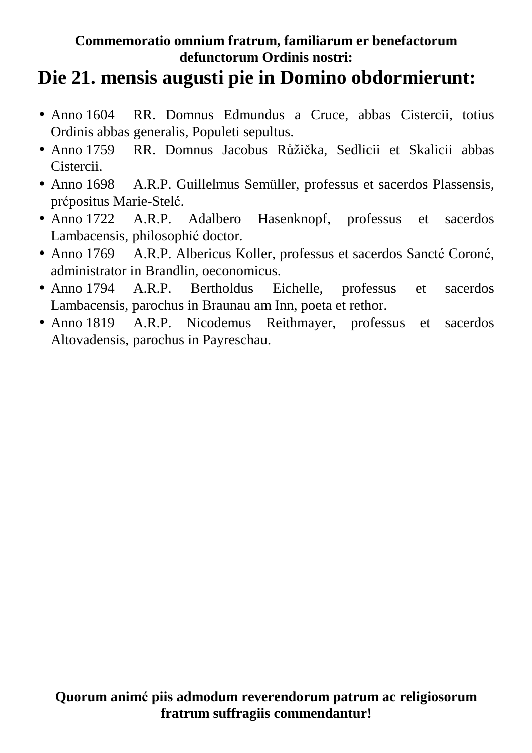**Commemoratio omnium fratrum, familiarum er benefactorum defunctorum Ordinis nostri:**

# Die 21. mensis augusti pie in Domino obdormierunt:

- Anno 1604 RR. Domnus Edmundus a Cruce, abbas Cistercii, totius Ordinis abbas generalis, Populeti sepultus.
- Anno 1759 RR. Domnus Jacobus Růžička, Sedlicii et Skalicii abbas Cistercii.
- Anno 1698 A.R.P. Guillelmus Semüller, professus et sacerdos Plassensis, prćpositus Marie-Stelć.
- Anno 1722 A.R.P. Adalbero Hasenknopf, professus et sacerdos Lambacensis, philosophić doctor.
- Anno 1769 A.R.P. Albericus Koller, professus et sacerdos Sanctć Coronć, administrator in Brandlin, oeconomicus.
- Anno 1794 A.R.P. Bertholdus Eichelle, professus et sacerdos Lambacensis, parochus in Braunau am Inn, poeta et rethor.
- Anno 1819 A.R.P. Nicodemus Reithmayer, professus et sacerdos Altovadensis, parochus in Payreschau.

**Quorum animć piis admodum reverendorum patrum ac religiosorum fratrum suffragiis commendantur!**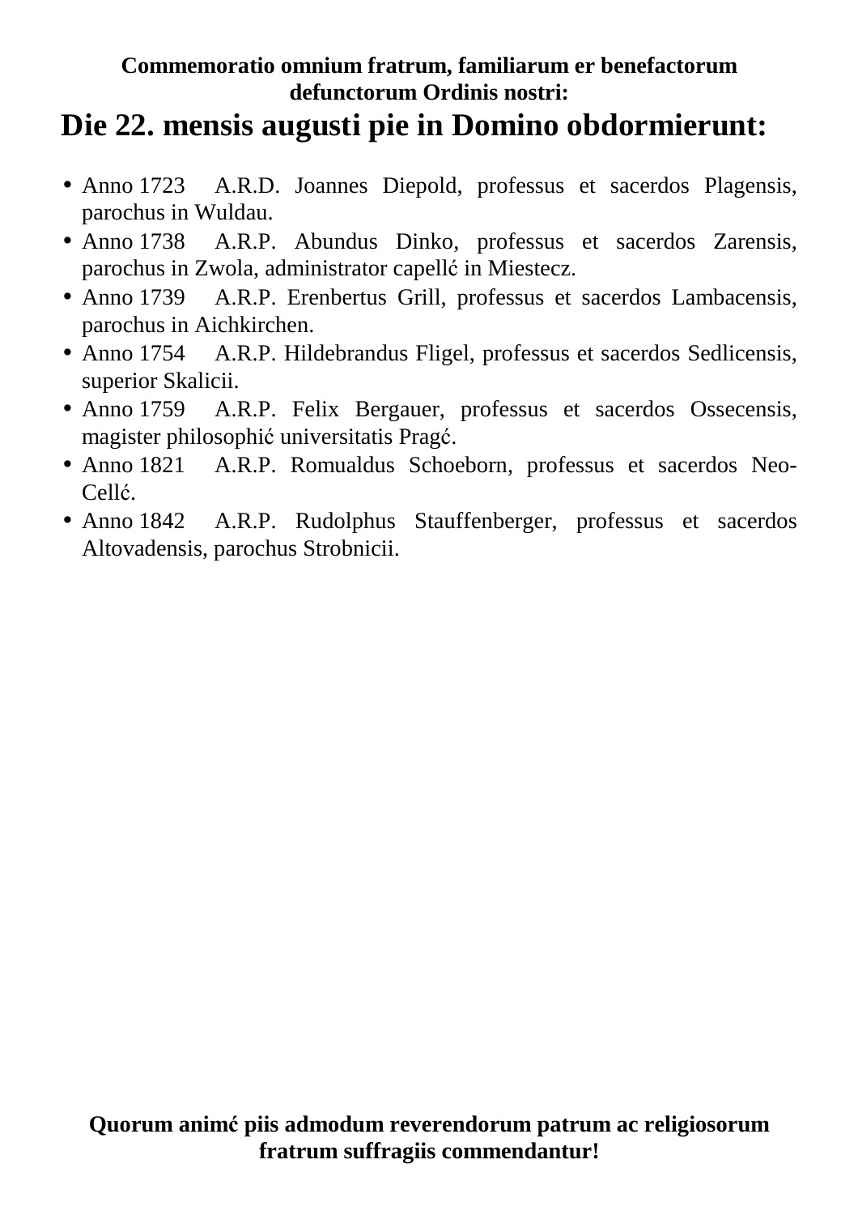**Commemoratio omnium fratrum, familiarum er benefactorum defunctorum Ordinis nostri:**

# Die 22. mensis augusti pie in Domino obdormierunt:

- Anno 1723 A.R.D. Joannes Diepold, professus et sacerdos Plagensis, parochus in Wuldau.
- Anno 1738 A.R.P. Abundus Dinko, professus et sacerdos Zarensis, parochus in Zwola, administrator capellć in Miestecz.
- Anno 1739 A.R.P. Erenbertus Grill, professus et sacerdos Lambacensis, parochus in Aichkirchen.
- Anno 1754 A.R.P. Hildebrandus Fligel, professus et sacerdos Sedlicensis, superior Skalicii.
- Anno 1759 A.R.P. Felix Bergauer, professus et sacerdos Ossecensis, magister philosophić universitatis Pragć.
- Anno 1821 A.R.P. Romualdus Schoeborn, professus et sacerdos Neo-Cellć.
- Anno 1842 A.R.P. Rudolphus Stauffenberger, professus et sacerdos Altovadensis, parochus Strobnicii.

**Quorum animć piis admodum reverendorum patrum ac religiosorum fratrum suffragiis commendantur!**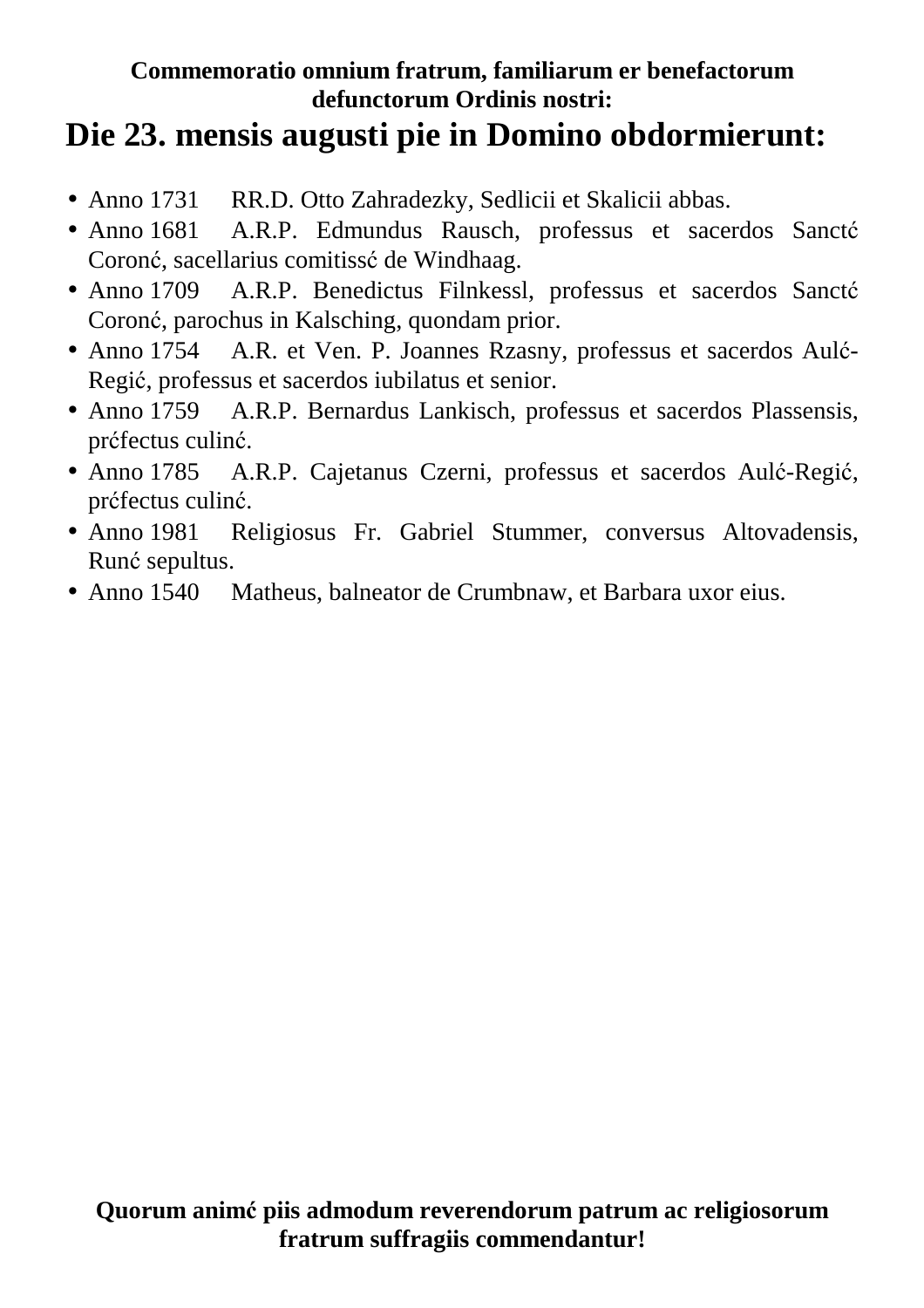**Commemoratio omnium fratrum, familiarum er benefactorum defunctorum Ordinis nostri:**

# Die 23. mensis augusti pie in Domino obdormierunt:

- Anno 1731 RR.D. Otto Zahradezky, Sedlicii et Skalicii abbas.
- Anno 1681 A.R.P. Edmundus Rausch, professus et sacerdos Sanctć Coronć, sacellarius comitissć de Windhaag.
- Anno 1709 A.R.P. Benedictus Filnkessl, professus et sacerdos Sanctć Coronć, parochus in Kalsching, quondam prior.
- Anno 1754 A.R. et Ven. P. Joannes Rzasny, professus et sacerdos Aulć-Regić, professus et sacerdos iubilatus et senior.
- Anno 1759 A.R.P. Bernardus Lankisch, professus et sacerdos Plassensis, prćfectus culinć.
- Anno 1785 A.R.P. Cajetanus Czerni, professus et sacerdos Aulć-Regić, prćfectus culinć.
- Anno 1981 Religiosus Fr. Gabriel Stummer, conversus Altovadensis, Runć sepultus.
- Anno 1540 Matheus, balneator de Crumbnaw, et Barbara uxor eius.

**Quorum animć piis admodum reverendorum patrum ac religiosorum fratrum suffragiis commendantur!**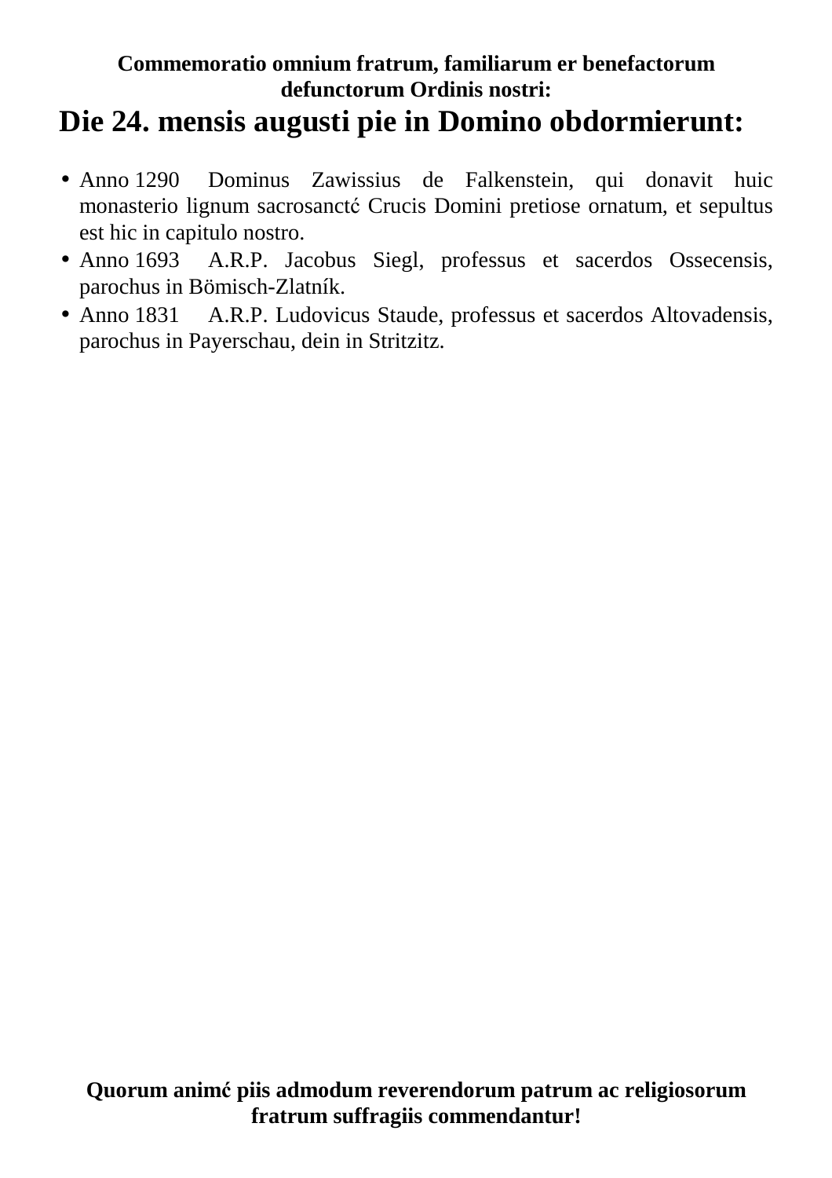**Commemoratio omnium fratrum, familiarum er benefactorum defunctorum Ordinis nostri:**

# Die 24. mensis augusti pie in Domino obdormierunt:

- Anno 1290 Dominus Zawissius de Falkenstein, qui donavit huic monasterio lignum sacrosanctć Crucis Domini pretiose ornatum, et sepultus est hic in capitulo nostro.
- Anno 1693 A.R.P. Jacobus Siegl, professus et sacerdos Ossecensis, parochus in Bömisch-Zlatník.
- Anno 1831 A.R.P. Ludovicus Staude, professus et sacerdos Altovadensis, parochus in Payerschau, dein in Stritzitz.

**Quorum animć piis admodum reverendorum patrum ac religiosorum fratrum suffragiis commendantur!**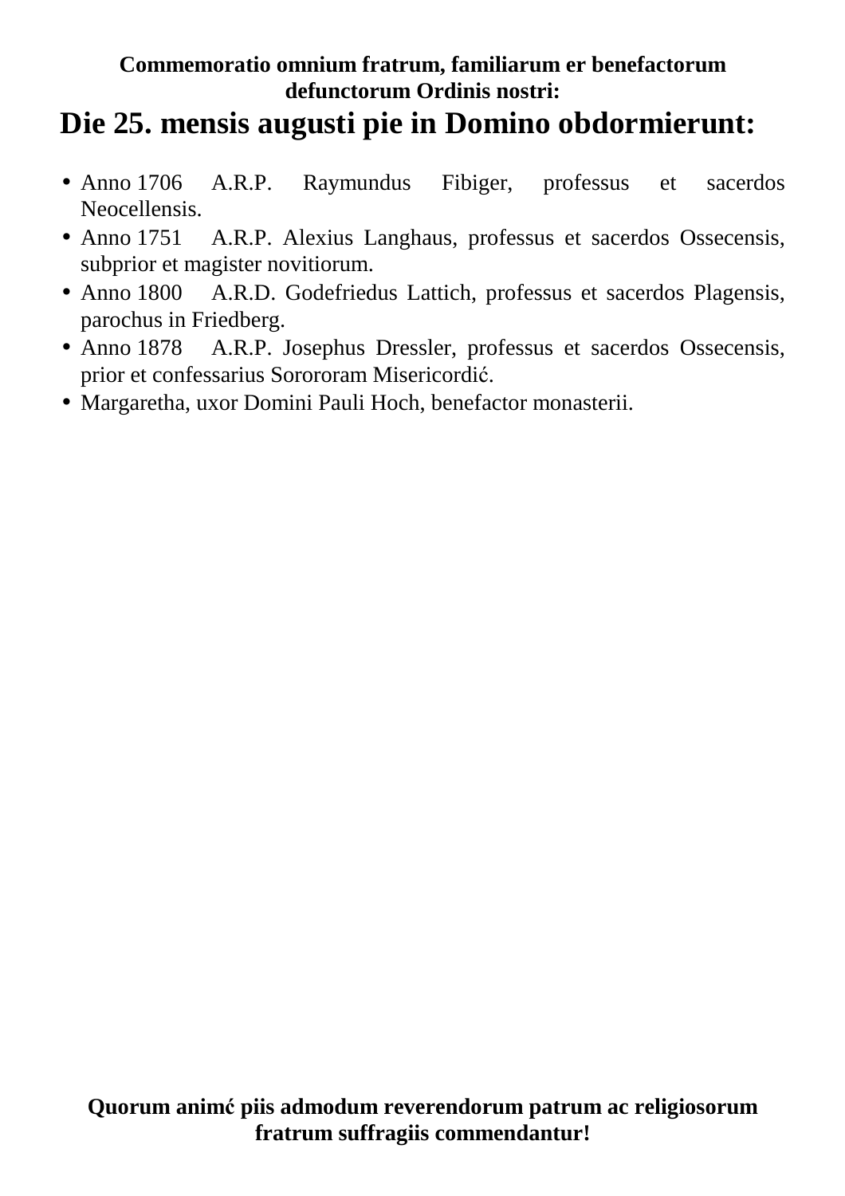**Commemoratio omnium fratrum, familiarum er benefactorum defunctorum Ordinis nostri:**

## Die 25. mensis augusti pie in Domino obdormierunt:

- Anno 1706 A.R.P. Raymundus Fibiger, professus et sacerdos Neocellensis.
- Anno 1751 A.R.P. Alexius Langhaus, professus et sacerdos Ossecensis, subprior et magister novitiorum.
- Anno 1800 A.R.D. Godefriedus Lattich, professus et sacerdos Plagensis, parochus in Friedberg.
- Anno 1878 A.R.P. Josephus Dressler, professus et sacerdos Ossecensis, prior et confessarius Sorororam Misericordić.
- Margaretha, uxor Domini Pauli Hoch, benefactor monasterii.

**Quorum animć piis admodum reverendorum patrum ac religiosorum fratrum suffragiis commendantur!**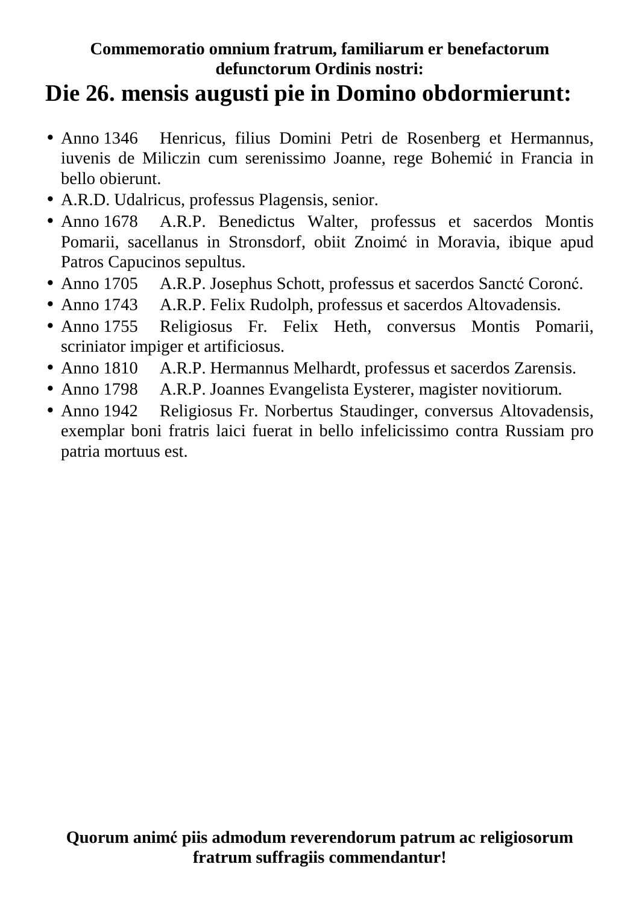**Commemoratio omnium fratrum, familiarum er benefactorum defunctorum Ordinis nostri:**

# Die 26. mensis augusti pie in Domino obdormierunt:

- Anno 1346 Henricus, filius Domini Petri de Rosenberg et Hermannus, iuvenis de Miliczin cum serenissimo Joanne, rege Bohemić in Francia in bello obierunt.
- A.R.D. Udalricus, professus Plagensis, senior.
- Anno 1678 A.R.P. Benedictus Walter, professus et sacerdos Montis Pomarii, sacellanus in Stronsdorf, obiit Znoimć in Moravia, ibique apud Patros Capucinos sepultus.
- Anno 1705 A.R.P. Josephus Schott, professus et sacerdos Sanctć Coronć.
- Anno 1743 A.R.P. Felix Rudolph, professus et sacerdos Altovadensis.
- Anno 1755 Religiosus Fr. Felix Heth, conversus Montis Pomarii, scriniator impiger et artificiosus.
- Anno 1810 A.R.P. Hermannus Melhardt, professus et sacerdos Zarensis.
- Anno 1798 A.R.P. Joannes Evangelista Eysterer, magister novitiorum.
- Anno 1942 Religiosus Fr. Norbertus Staudinger, conversus Altovadensis, exemplar boni fratris laici fuerat in bello infelicissimo contra Russiam pro patria mortuus est.

**Quorum animć piis admodum reverendorum patrum ac religiosorum fratrum suffragiis commendantur!**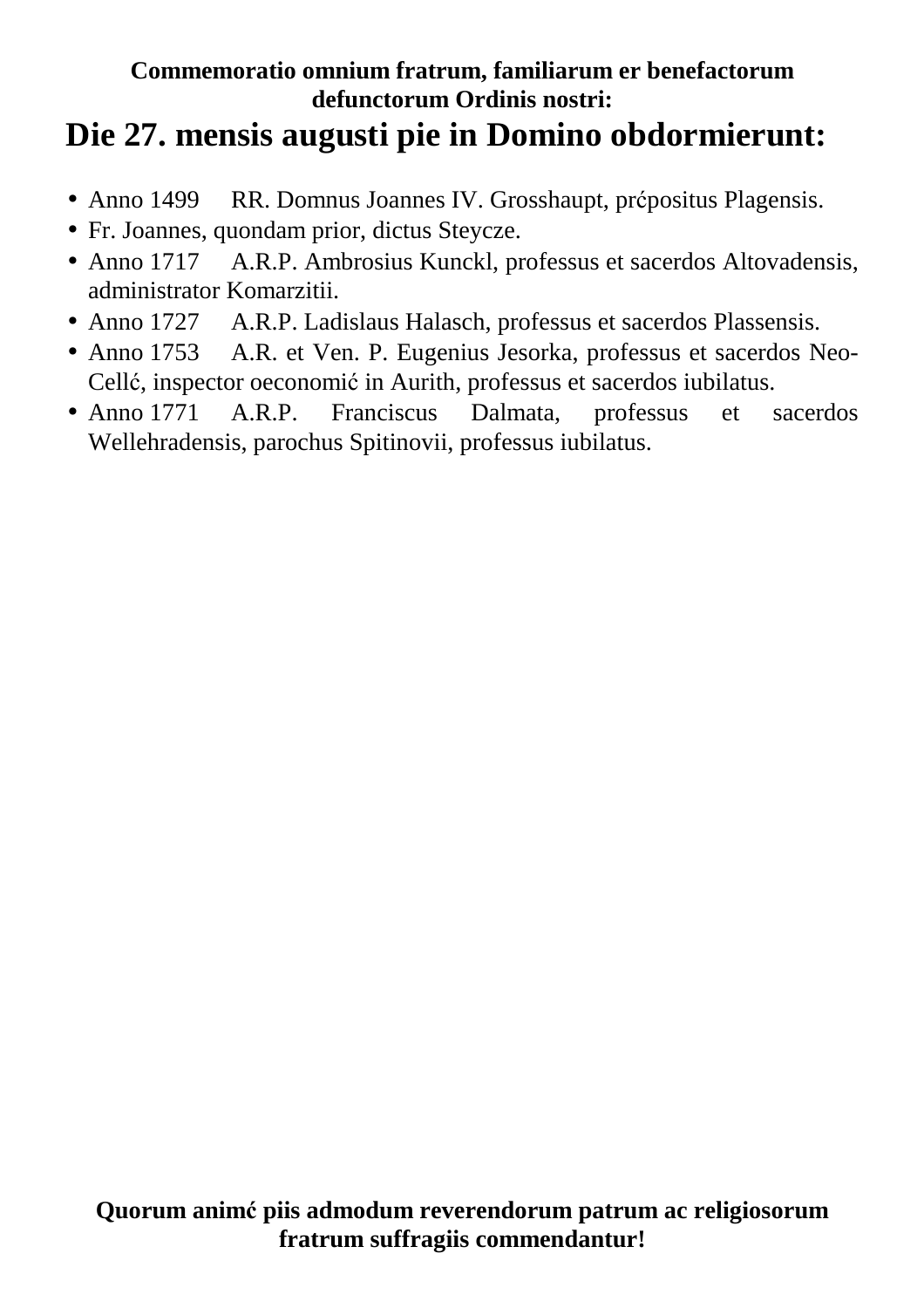**Commemoratio omnium fratrum, familiarum er benefactorum defunctorum Ordinis nostri:**

# Die 27. mensis augusti pie in Domino obdormierunt:

- Anno 1499 RR. Domnus Joannes IV. Grosshaupt, prćpositus Plagensis.
- Fr. Joannes, quondam prior, dictus Steycze.
- Anno 1717 A.R.P. Ambrosius Kunckl, professus et sacerdos Altovadensis, administrator Komarzitii.
- Anno 1727 A.R.P. Ladislaus Halasch, professus et sacerdos Plassensis.
- Anno 1753 A.R. et Ven. P. Eugenius Jesorka, professus et sacerdos Neo-Cellć, inspector oeconomić in Aurith, professus et sacerdos iubilatus.
- Anno 1771 A.R.P. Franciscus Dalmata, professus et sacerdos Wellehradensis, parochus Spitinovii, professus iubilatus.

**Quorum animć piis admodum reverendorum patrum ac religiosorum fratrum suffragiis commendantur!**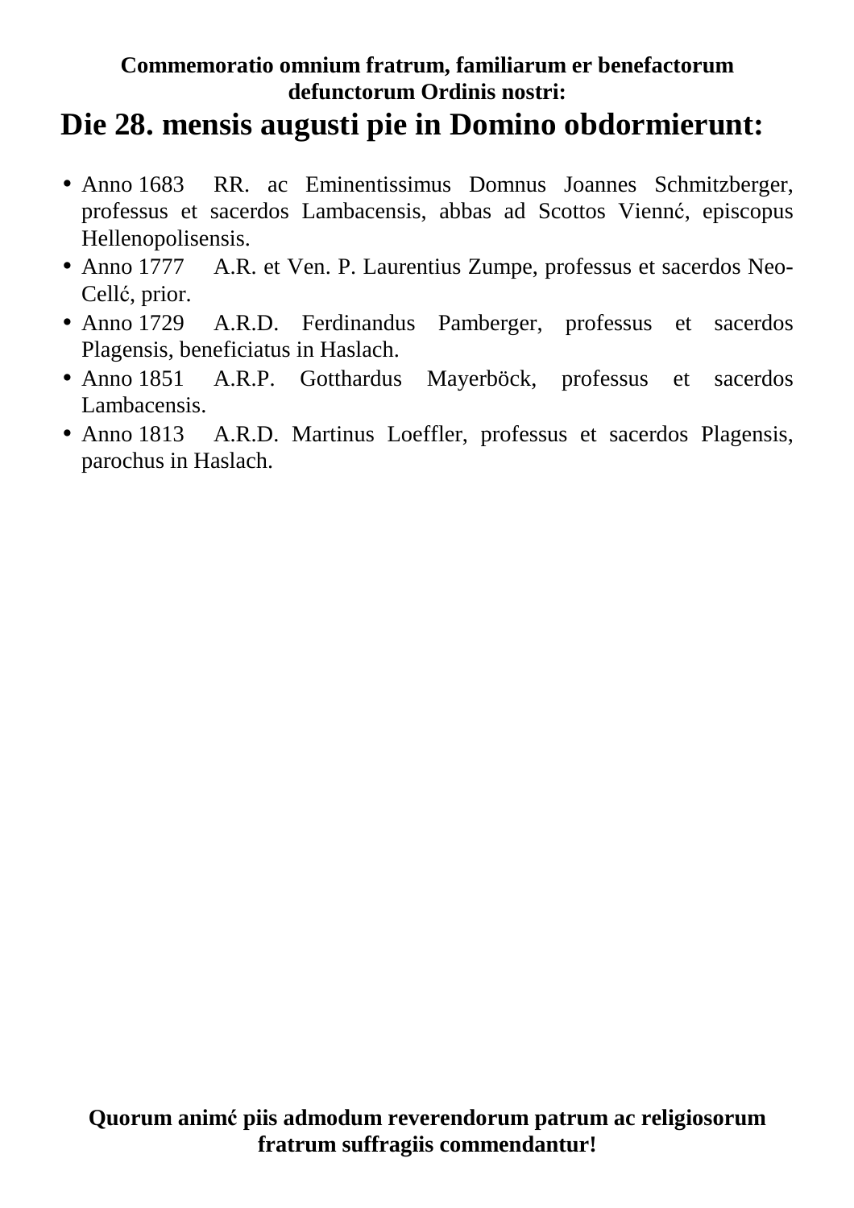**Commemoratio omnium fratrum, familiarum er benefactorum defunctorum Ordinis nostri:**

# Die 28. mensis augusti pie in Domino obdormierunt:

- Anno 1683 RR. ac Eminentissimus Domnus Joannes Schmitzberger, professus et sacerdos Lambacensis, abbas ad Scottos Viennć, episcopus Hellenopolisensis.
- Anno 1777 A.R. et Ven. P. Laurentius Zumpe, professus et sacerdos Neo-Cellć, prior.
- Anno 1729 A.R.D. Ferdinandus Pamberger, professus et sacerdos Plagensis, beneficiatus in Haslach.
- Anno 1851 A.R.P. Gotthardus Mayerböck, professus et sacerdos Lambacensis.
- Anno 1813 A.R.D. Martinus Loeffler, professus et sacerdos Plagensis, parochus in Haslach.

**Quorum animć piis admodum reverendorum patrum ac religiosorum fratrum suffragiis commendantur!**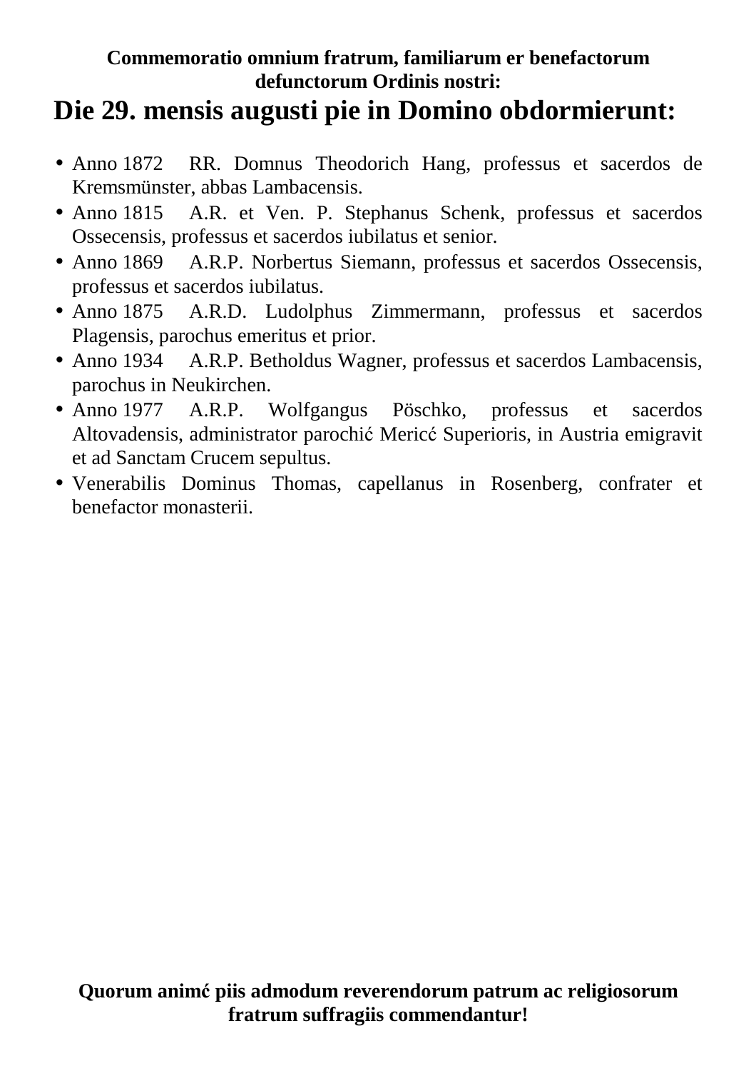**Commemoratio omnium fratrum, familiarum er benefactorum defunctorum Ordinis nostri:**

# Die 29. mensis augusti pie in Domino obdormierunt:

- Anno 1872 RR. Domnus Theodorich Hang, professus et sacerdos de Kremsmünster, abbas Lambacensis.
- Anno 1815 A.R. et Ven. P. Stephanus Schenk, professus et sacerdos Ossecensis, professus et sacerdos iubilatus et senior.
- Anno 1869 A.R.P. Norbertus Siemann, professus et sacerdos Ossecensis, professus et sacerdos iubilatus.
- Anno 1875 A.R.D. Ludolphus Zimmermann, professus et sacerdos Plagensis, parochus emeritus et prior.
- Anno 1934 A.R.P. Betholdus Wagner, professus et sacerdos Lambacensis, parochus in Neukirchen.
- Anno 1977 A.R.P. Wolfgangus Pöschko, professus et sacerdos Altovadensis, administrator parochić Mericć Superioris, in Austria emigravit et ad Sanctam Crucem sepultus.
- Venerabilis Dominus Thomas, capellanus in Rosenberg, confrater et benefactor monasterii.

**Quorum animć piis admodum reverendorum patrum ac religiosorum fratrum suffragiis commendantur!**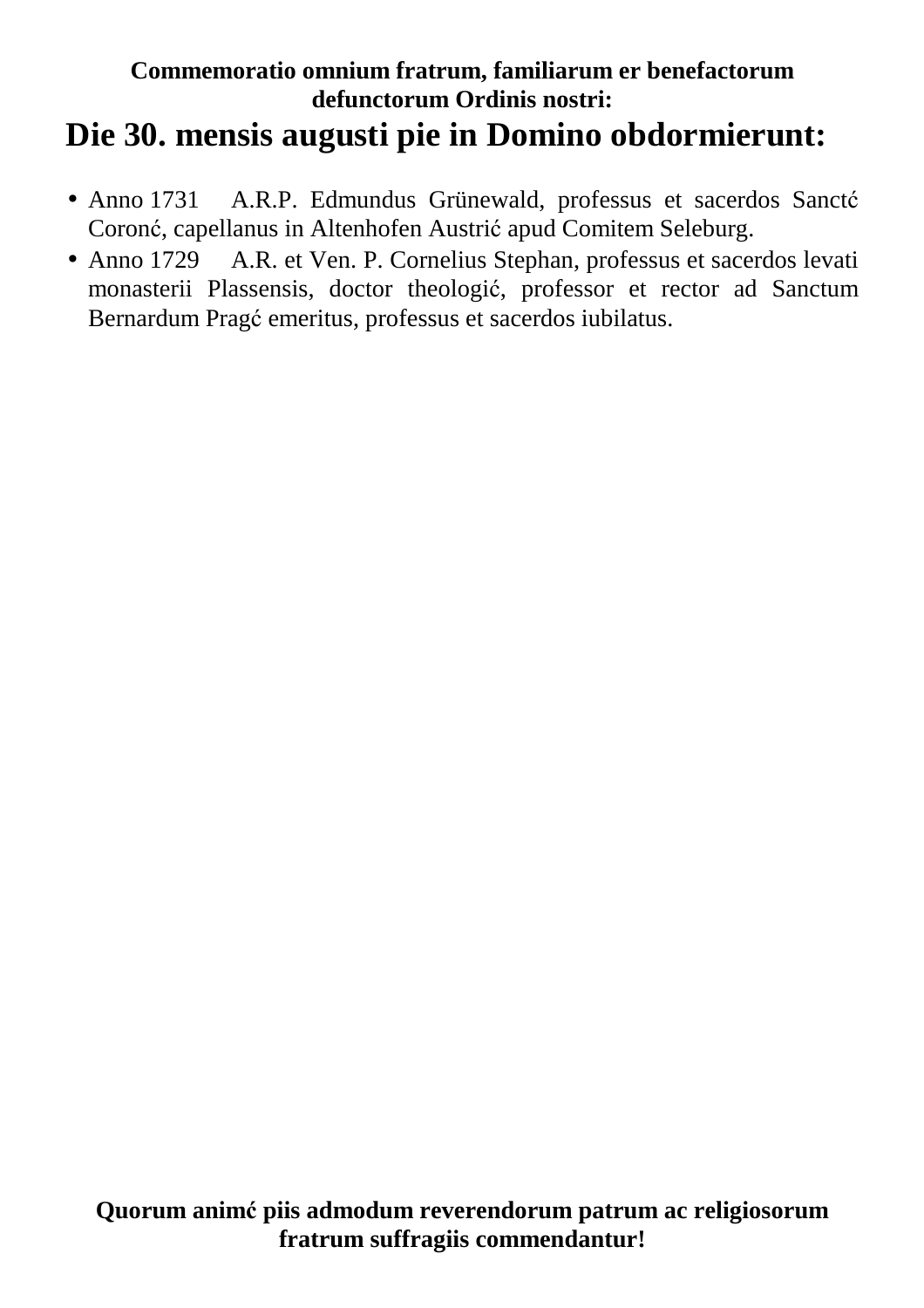**Commemoratio omnium fratrum, familiarum er benefactorum defunctorum Ordinis nostri:**

# Die 30. mensis augusti pie in Domino obdormierunt:

- Anno 1731 A.R.P. Edmundus Grünewald, professus et sacerdos Sanctć Coronć, capellanus in Altenhofen Austrić apud Comitem Seleburg.
- Anno 1729 A.R. et Ven. P. Cornelius Stephan, professus et sacerdos levati monasterii Plassensis, doctor theologić, professor et rector ad Sanctum Bernardum Pragć emeritus, professus et sacerdos iubilatus.

**Quorum animć piis admodum reverendorum patrum ac religiosorum fratrum suffragiis commendantur!**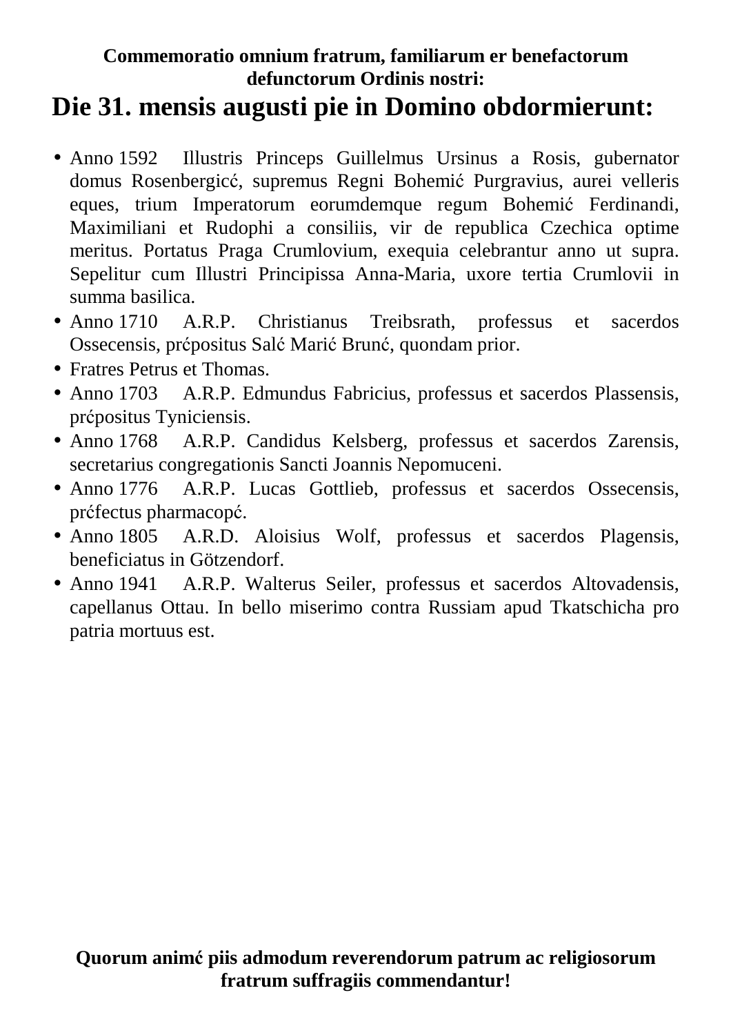**Commemoratio omnium fratrum, familiarum er benefactorum defunctorum Ordinis nostri:**

# Die 31. mensis augusti pie in Domino obdormierunt:

- Anno 1592 Illustris Princeps Guillelmus Ursinus a Rosis, gubernator domus Rosenbergicć, supremus Regni Bohemić Purgravius, aurei velleris eques, trium Imperatorum eorumdemque regum Bohemić Ferdinandi, Maximiliani et Rudophi a consiliis, vir de republica Czechica optime meritus. Portatus Praga Crumlovium, exequia celebrantur anno ut supra. Sepelitur cum Illustri Principissa Anna-Maria, uxore tertia Crumlovii in summa basilica.
- Anno 1710 A.R.P. Christianus Treibsrath, professus et sacerdos Ossecensis, prćpositus Salć Marić Brunć, quondam prior.
- Fratres Petrus et Thomas.
- Anno 1703 A.R.P. Edmundus Fabricius, professus et sacerdos Plassensis, prćpositus Tyniciensis.
- Anno 1768 A.R.P. Candidus Kelsberg, professus et sacerdos Zarensis, secretarius congregationis Sancti Joannis Nepomuceni.
- Anno 1776 A.R.P. Lucas Gottlieb, professus et sacerdos Ossecensis, prćfectus pharmacopć.
- Anno 1805 A.R.D. Aloisius Wolf, professus et sacerdos Plagensis, beneficiatus in Götzendorf.
- Anno 1941 A.R.P. Walterus Seiler, professus et sacerdos Altovadensis, capellanus Ottau. In bello miserimo contra Russiam apud Tkatschicha pro patria mortuus est.

**Quorum animć piis admodum reverendorum patrum ac religiosorum fratrum suffragiis commendantur!**